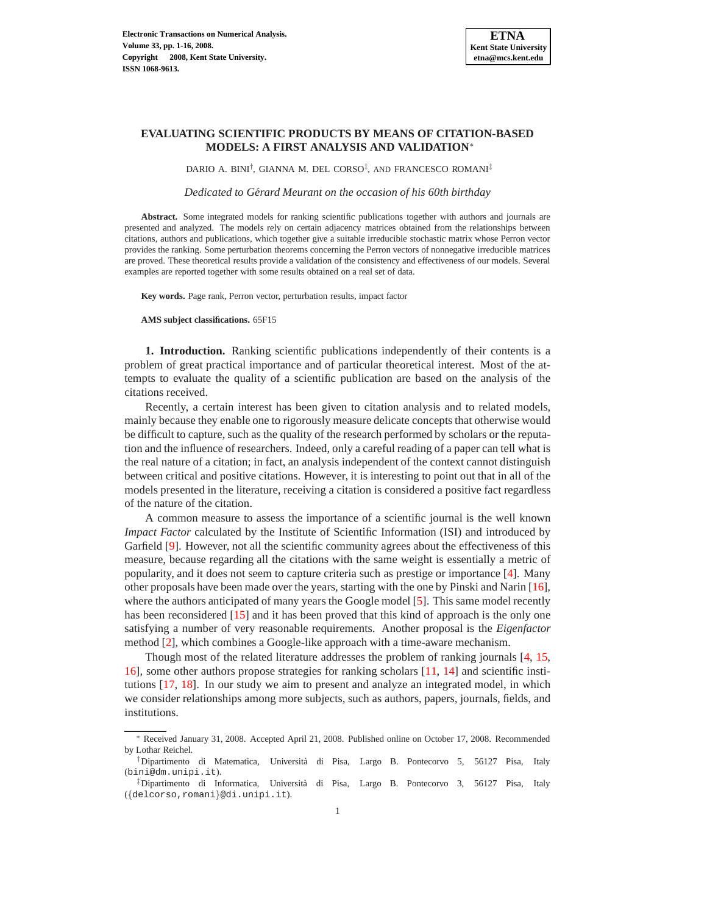# EVALUATING SCIENTIFIC PRODUCTS BY MEANS OF CITATION-BASED MODELS: A FIRST ANALYSIS AND VALIDATION*

DARIO A. BINI†, GIANNA M. DEL CORSO‡, AND FRANCESCO ROMANI‡

*Dedicated to Gérard Meurant on the occasion of his 60th birthday*

**Abstract.** Some integrated models for ranking scientific publications together with authors and journals are presented and analyzed. The models rely on certain adjacency matrices obtained from the relationships between citations, authors and publications, which together give a suitable irreducible stochastic matrix whose Perron vector provides the ranking. Some perturbation theorems concerning the Perron vectors of nonnegative irreducible matrices are proved. These theoretical results provide a validation of the consistency and effectiveness of our models. Several examples are reported together with some results obtained on a real set of data.

**Key words.** Page rank, Perron vector, perturbation results, impact factor

**AMS subject classifications.** 65F15

**1. Introduction.** Ranking scientific publications independently of their contents is a problem of great practical importance and of particular theoretical interest. Most of the attempts to evaluate the quality of a scientific publication are based on the analysis of the citations received.

Recently, a certain interest has been given to citation analysis and to related models, mainly because they enable one to rigorously measure delicate concepts that otherwise would be difficult to capture, such as the quality of the research performed by scholars or the reputation and the influence of researchers. Indeed, only a careful reading of a paper can tell what is the real nature of a citation; in fact, an analysis independent of the context cannot distinguish between critical and positive citations. However, it is interesting to point out that in all of the models presented in the literature, receiving a citation is considered a positive fact regardless of the nature of the citation.

A common measure to assess the importance of a scientific journal is the well known *Impact Factor* calculated by the Institute of Scientific Information (ISI) and introduced by Garfield [9]. However, not all the scientific community agrees about the effectiveness of this measure, because regarding all the citations with the same weight is essentially a metric of popularity, and it does not seem to capture criteria such as prestige or importance [4]. Many other proposals have been made over the years, starting with the one by Pinski and Narin [16], where the authors anticipated of many years the Google model [5]. This same model recently has been reconsidered [15] and it has been proved that this kind of approach is the only one satisfying a number of very reasonable requirements. Another proposal is the *Eigenfactor* method [2], which combines a Google-like approach with a time-aware mechanism.

Though most of the related literature addresses the problem of ranking journals [4, 15, 16], some other authors propose strategies for ranking scholars [11, 14] and scientific institutions [17, 18]. In our study we aim to present and analyze an integrated model, in which we consider relationships among more subjects, such as authors, papers, journals, fields, and institutions.

---

* Received January 31, 2008. Accepted April 21, 2008. Published online on October 17, 2008. Recommended by Lothar Reichel.

† Dipartimento di Matematica, Università di Pisa, Largo B. Pontecorvo 5, 56127 Pisa, Italy (bini@dm.unipi.it).

‡ Dipartimento di Informatica, Università di Pisa, Largo B. Pontecorvo 3, 56127 Pisa, Italy ({delcorso,romani}@di.unipi.it).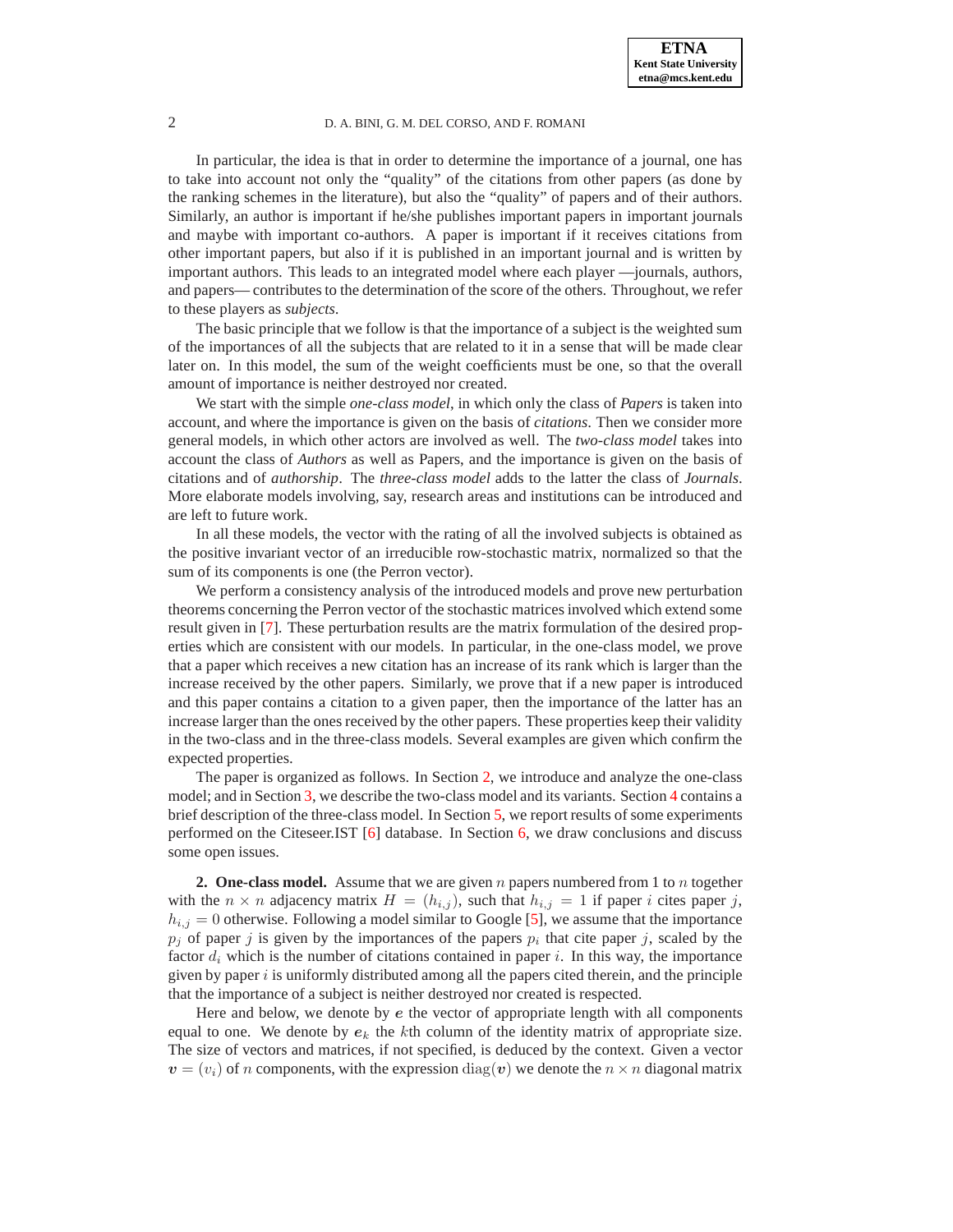In particular, the idea is that in order to determine the importance of a journal, one has to take into account not only the "quality" of the citations from other papers (as done by the ranking schemes in the literature), but also the "quality" of papers and of their authors. Similarly, an author is important if he/she publishes important papers in important journals and maybe with important co-authors. A paper is important if it receives citations from other important papers, but also if it is published in an important journal and is written by important authors. This leads to an integrated model where each player —journals, authors, and papers— contributes to the determination of the score of the others. Throughout, we refer to these players as *subjects*.

The basic principle that we follow is that the importance of a subject is the weighted sum of the importances of all the subjects that are related to it in a sense that will be made clear later on. In this model, the sum of the weight coefficients must be one, so that the overall amount of importance is neither destroyed nor created.

We start with the simple *one-class model*, in which only the class of *Papers* is taken into account, and where the importance is given on the basis of *citations*. Then we consider more general models, in which other actors are involved as well. The *two-class model* takes into account the class of *Authors* as well as Papers, and the importance is given on the basis of citations and of *authorship*. The *three-class model* adds to the latter the class of *Journals*. More elaborate models involving, say, research areas and institutions can be introduced and are left to future work.

In all these models, the vector with the rating of all the involved subjects is obtained as the positive invariant vector of an irreducible row-stochastic matrix, normalized so that the sum of its components is one (the Perron vector).

We perform a consistency analysis of the introduced models and prove new perturbation theorems concerning the Perron vector of the stochastic matrices involved which extend some result given in [7]. These perturbation results are the matrix formulation of the desired properties which are consistent with our models. In particular, in the one-class model, we prove that a paper which receives a new citation has an increase of its rank which is larger than the increase received by the other papers. Similarly, we prove that if a new paper is introduced and this paper contains a citation to a given paper, then the importance of the latter has an increase larger than the ones received by the other papers. These properties keep their validity in the two-class and in the three-class models. Several examples are given which confirm the expected properties.

The paper is organized as follows. In Section 2, we introduce and analyze the one-class model; and in Section 3, we describe the two-class model and its variants. Section 4 contains a brief description of the three-class model. In Section 5, we report results of some experiments performed on the Citeseer.IST [6] database. In Section 6, we draw conclusions and discuss some open issues.

## 2. One-class model.

Assume that we are given $n$ papers numbered from 1 to $n$ together with the $n \times n$ adjacency matrix $H = (h_{i,j})$, such that $h_{i,j} = 1$ if paper $i$ cites paper $j$, $h_{i,j} = 0$ otherwise. Following a model similar to Google [5], we assume that the importance $p_j$ of paper $j$ is given by the importances of the papers $p_i$ that cite paper $j$, scaled by the factor $d_i$ which is the number of citations contained in paper $i$. In this way, the importance given by paper $i$ is uniformly distributed among all the papers cited therein, and the principle that the importance of a subject is neither destroyed nor created is respected.

Here and below, we denote by $\boldsymbol{e}$ the vector of appropriate length with all components equal to one. We denote by $\boldsymbol{e}_k$ the $k$th column of the identity matrix of appropriate size. The size of vectors and matrices, if not specified, is deduced by the context. Given a vector $\boldsymbol{v} = (v_i)$ of $n$ components, with the expression $\operatorname{diag}(\boldsymbol{v})$ we denote the $n \times n$ diagonal matrix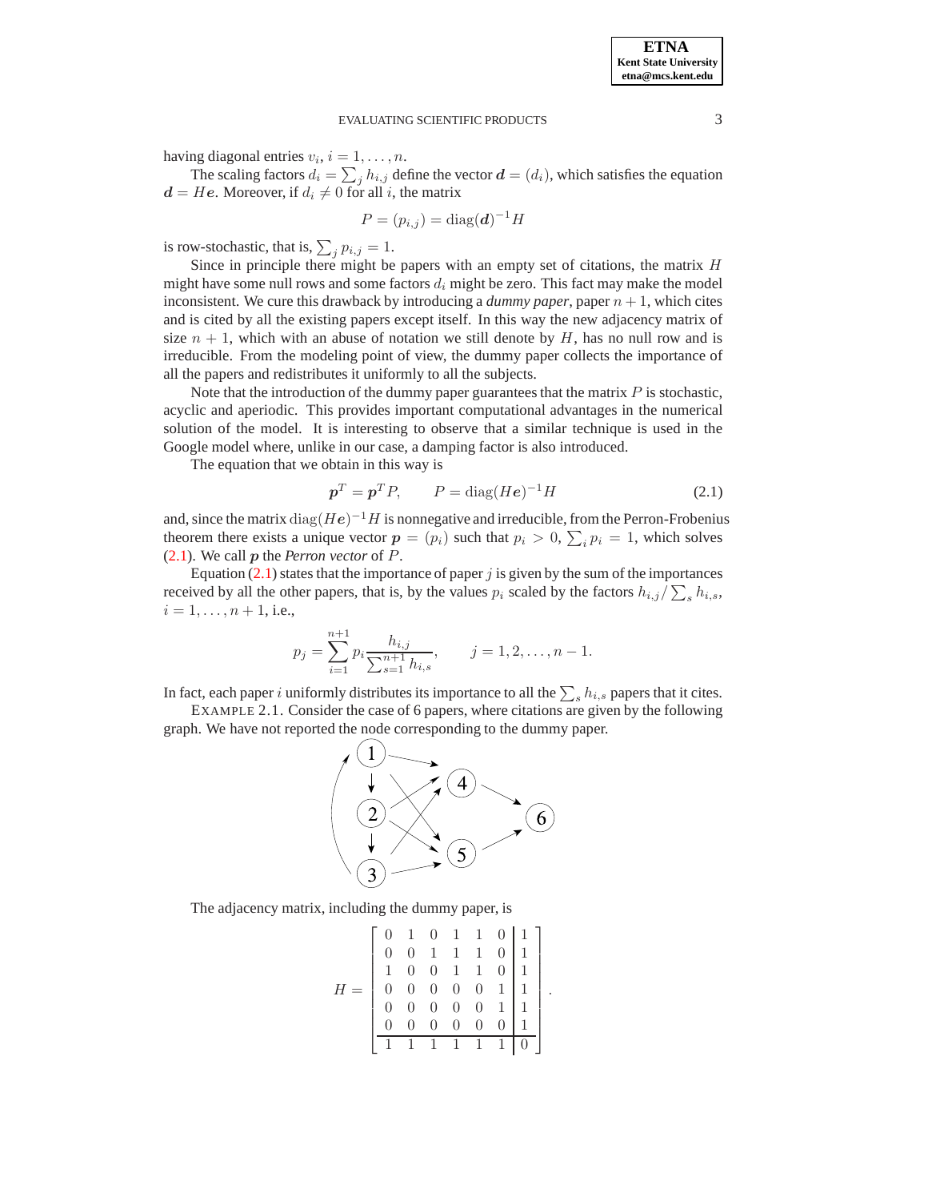having diagonal entries $v_i$, $i = 1, \ldots, n$.

The scaling factors $d_i = \sum_j h_{i,j}$ define the vector $\boldsymbol{d} = (d_i)$, which satisfies the equation $\boldsymbol{d} = H\boldsymbol{e}$. Moreover, if $d_i \neq 0$ for all $i$, the matrix

$$P = (p_{i,j}) = \text{diag}(\boldsymbol{d})^{-1} H$$

is row-stochastic, that is, $\sum_j p_{i,j} = 1$.

Since in principle there might be papers with an empty set of citations, the matrix $H$ might have some null rows and some factors $d_i$ might be zero. This fact may make the model inconsistent. We cure this drawback by introducing a *dummy paper*, paper $n+1$, which cites and is cited by all the existing papers except itself. In this way the new adjacency matrix of size $n+1$, which with an abuse of notation we still denote by $H$, has no null row and is irreducible. From the modeling point of view, the dummy paper collects the importance of all the papers and redistributes it uniformly to all the subjects.

Note that the introduction of the dummy paper guarantees that the matrix $P$ is stochastic, acyclic and aperiodic. This provides important computational advantages in the numerical solution of the model. It is interesting to observe that a similar technique is used in the Google model where, unlike in our case, a damping factor is also introduced.

The equation that we obtain in this way is

$$\boldsymbol{p}^T = \boldsymbol{p}^T P, \qquad P = \text{diag}(H\boldsymbol{e})^{-1} H \tag{2.1}$$

and, since the matrix $\text{diag}(H\boldsymbol{e})^{-1}H$ is nonnegative and irreducible, from the Perron-Frobenius theorem there exists a unique vector $\boldsymbol{p} = (p_i)$ such that $p_i > 0$, $\sum_i p_i = 1$, which solves (2.1). We call $\boldsymbol{p}$ the *Perron vector* of $P$.

Equation (2.1) states that the importance of paper $j$ is given by the sum of the importances received by all the other papers, that is, by the values $p_i$ scaled by the factors $h_{i,j}/\sum_s h_{i,s}$, $i = 1, \ldots, n+1$, i.e.,

$$p_j = \sum_{i=1}^{n+1} p_i \frac{h_{i,j}}{\sum_{s=1}^{n+1} h_{i,s}}, \qquad j = 1, 2, \ldots, n-1.$$

In fact, each paper $i$ uniformly distributes its importance to all the $\sum_s h_{i,s}$ papers that it cites.

EXAMPLE 2.1. Consider the case of 6 papers, where citations are given by the following graph. We have not reported the node corresponding to the dummy paper.

The adjacency matrix, including the dummy paper, is

$$H = \left[\begin{array}{cccccc|c} 0 & 1 & 0 & 1 & 1 & 0 & 1 \\ 0 & 0 & 1 & 1 & 1 & 0 & 1 \\ 1 & 0 & 0 & 1 & 1 & 0 & 1 \\ 0 & 0 & 0 & 0 & 0 & 1 & 1 \\ 0 & 0 & 0 & 0 & 0 & 1 & 1 \\ 0 & 0 & 0 & 0 & 0 & 0 & 1 \\ \hline 1 & 1 & 1 & 1 & 1 & 1 & 0 \end{array}\right].$$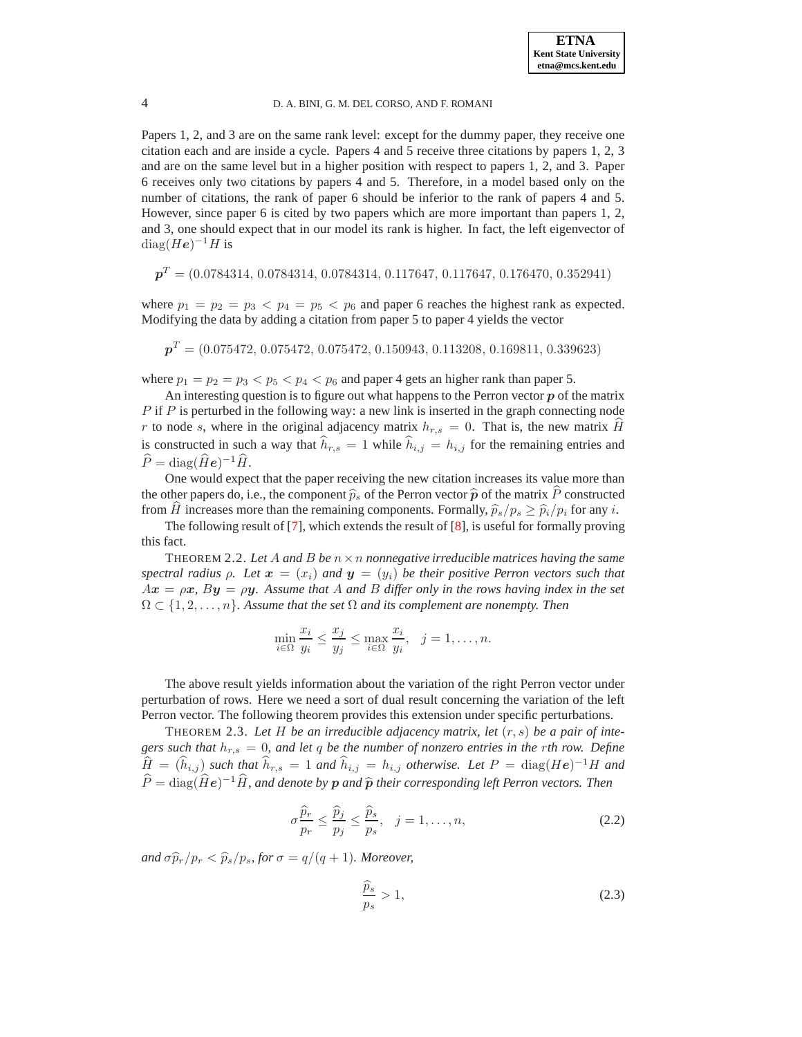Papers 1, 2, and 3 are on the same rank level: except for the dummy paper, they receive one citation each and are inside a cycle. Papers 4 and 5 receive three citations by papers 1, 2, 3 and are on the same level but in a higher position with respect to papers 1, 2, and 3. Paper 6 receives only two citations by papers 4 and 5. Therefore, in a model based only on the number of citations, the rank of paper 6 should be inferior to the rank of papers 4 and 5. However, since paper 6 is cited by two papers which are more important than papers 1, 2, and 3, one should expect that in our model its rank is higher. In fact, the left eigenvector of $\mathrm{diag}(H\boldsymbol{e})^{-1}H$ is

$$\boldsymbol{p}^T = (0.0784314,\, 0.0784314,\, 0.0784314,\, 0.117647,\, 0.117647,\, 0.176470,\, 0.352941)$$

where $p_1 = p_2 = p_3 < p_4 = p_5 < p_6$ and paper 6 reaches the highest rank as expected. Modifying the data by adding a citation from paper 5 to paper 4 yields the vector

$$\boldsymbol{p}^T = (0.075472,\, 0.075472,\, 0.075472,\, 0.150943,\, 0.113208,\, 0.169811,\, 0.339623)$$

where $p_1 = p_2 = p_3 < p_5 < p_4 < p_6$ and paper 4 gets an higher rank than paper 5.

An interesting question is to figure out what happens to the Perron vector $\boldsymbol{p}$ of the matrix $P$ if $P$ is perturbed in the following way: a new link is inserted in the graph connecting node $r$ to node $s$, where in the original adjacency matrix $h_{r,s} = 0$. That is, the new matrix $\widehat{H}$ is constructed in such a way that $\widehat{h}_{r,s} = 1$ while $\widehat{h}_{i,j} = h_{i,j}$ for the remaining entries and $\widehat{P} = \mathrm{diag}(\widehat{H}\boldsymbol{e})^{-1}\widehat{H}$.

One would expect that the paper receiving the new citation increases its value more than the other papers do, i.e., the component $\widehat{p}_s$ of the Perron vector $\widehat{\boldsymbol{p}}$ of the matrix $\widehat{P}$ constructed from $\widehat{H}$ increases more than the remaining components. Formally, $\widehat{p}_s/p_s \geq \widehat{p}_i/p_i$ for any $i$.

The following result of [7], which extends the result of [8], is useful for formally proving this fact.

THEOREM 2.2. *Let $A$ and $B$ be $n \times n$ nonnegative irreducible matrices having the same spectral radius $\rho$. Let $\boldsymbol{x} = (x_i)$ and $\boldsymbol{y} = (y_i)$ be their positive Perron vectors such that $A\boldsymbol{x} = \rho\boldsymbol{x}$, $B\boldsymbol{y} = \rho\boldsymbol{y}$. Assume that $A$ and $B$ differ only in the rows having index in the set $\Omega \subset \{1, 2, \ldots, n\}$. Assume that the set $\Omega$ and its complement are nonempty. Then*

$$\min_{i \in \Omega} \frac{x_i}{y_i} \leq \frac{x_j}{y_j} \leq \max_{i \in \Omega} \frac{x_i}{y_i}, \quad j = 1, \ldots, n.$$

The above result yields information about the variation of the right Perron vector under perturbation of rows. Here we need a sort of dual result concerning the variation of the left Perron vector. The following theorem provides this extension under specific perturbations.

THEOREM 2.3. *Let $H$ be an irreducible adjacency matrix, let $(r, s)$ be a pair of integers such that $h_{r,s} = 0$, and let $q$ be the number of nonzero entries in the $r$th row. Define $\widehat{H} = (\widehat{h}_{i,j})$ such that $\widehat{h}_{r,s} = 1$ and $\widehat{h}_{i,j} = h_{i,j}$ otherwise. Let $P = \mathrm{diag}(H\boldsymbol{e})^{-1}H$ and $\widehat{P} = \mathrm{diag}(\widehat{H}\boldsymbol{e})^{-1}\widehat{H}$, and denote by $\boldsymbol{p}$ and $\widehat{\boldsymbol{p}}$ their corresponding left Perron vectors. Then*

$$\sigma \frac{\widehat{p}_r}{p_r} \leq \frac{\widehat{p}_j}{p_j} \leq \frac{\widehat{p}_s}{p_s}, \quad j = 1, \ldots, n, \tag{2.2}$$

*and $\sigma \widehat{p}_r/p_r < \widehat{p}_s/p_s$, for $\sigma = q/(q+1)$. Moreover,*

$$\frac{\widehat{p}_s}{p_s} > 1, \tag{2.3}$$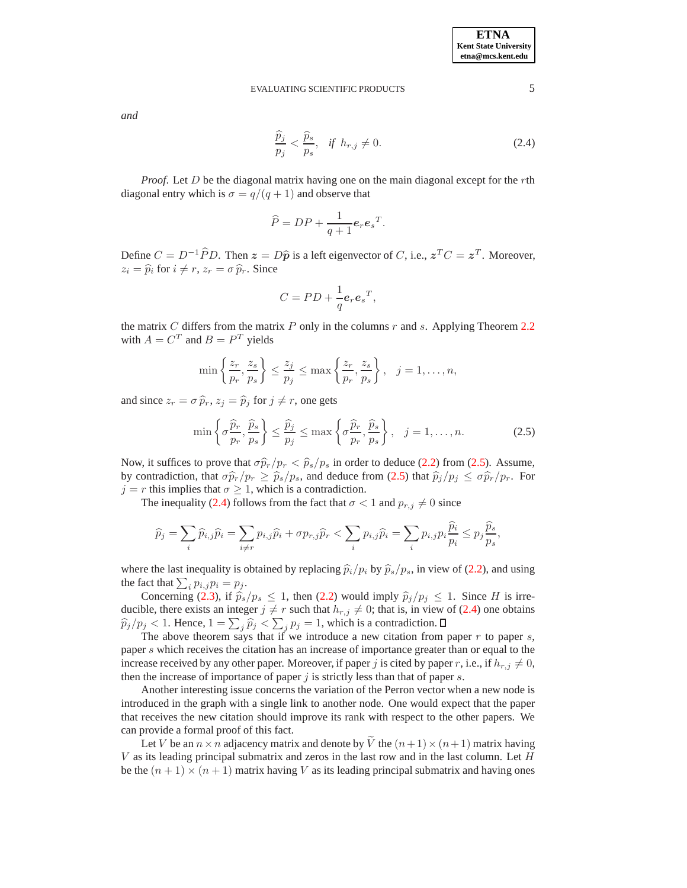*and*

$$\frac{\widehat{p}_j}{p_j} < \frac{\widehat{p}_s}{p_s}, \quad \textit{if } h_{r,j} \neq 0. \tag{2.4}$$

*Proof*. Let $D$ be the diagonal matrix having one on the main diagonal except for the $r$th diagonal entry which is $\sigma = q/(q+1)$ and observe that

$$\widehat{P} = DP + \frac{1}{q+1}\boldsymbol{e}_r\boldsymbol{e}_s{}^T.$$

Define $C = D^{-1}\widehat{P}D$. Then $\boldsymbol{z} = D\widehat{\boldsymbol{p}}$ is a left eigenvector of $C$, i.e., $\boldsymbol{z}^T C = \boldsymbol{z}^T$. Moreover, $z_i = \widehat{p}_i$ for $i \neq r$, $z_r = \sigma\,\widehat{p}_r$. Since

$$C = PD + \frac{1}{q}\boldsymbol{e}_r\boldsymbol{e}_s{}^T,$$

the matrix $C$ differs from the matrix $P$ only in the columns $r$ and $s$. Applying Theorem 2.2 with $A = C^T$ and $B = P^T$ yields

$$\min\left\{\frac{z_r}{p_r}, \frac{z_s}{p_s}\right\} \leq \frac{z_j}{p_j} \leq \max\left\{\frac{z_r}{p_r}, \frac{z_s}{p_s}\right\}, \quad j = 1, \ldots, n,$$

and since $z_r = \sigma\,\widehat{p}_r$, $z_j = \widehat{p}_j$ for $j \neq r$, one gets

$$\min\left\{\sigma\frac{\widehat{p}_r}{p_r}, \frac{\widehat{p}_s}{p_s}\right\} \leq \frac{\widehat{p}_j}{p_j} \leq \max\left\{\sigma\frac{\widehat{p}_r}{p_r}, \frac{\widehat{p}_s}{p_s}\right\}, \quad j = 1, \ldots, n. \tag{2.5}$$

Now, it suffices to prove that $\sigma\widehat{p}_r/p_r < \widehat{p}_s/p_s$ in order to deduce (2.2) from (2.5). Assume, by contradiction, that $\sigma\widehat{p}_r/p_r \geq \widehat{p}_s/p_s$, and deduce from (2.5) that $\widehat{p}_j/p_j \leq \sigma\widehat{p}_r/p_r$. For $j = r$ this implies that $\sigma \geq 1$, which is a contradiction.

The inequality (2.4) follows from the fact that $\sigma < 1$ and $p_{r,j} \neq 0$ since

$$\widehat{p}_j = \sum_i \widehat{p}_{i,j}\widehat{p}_i = \sum_{i \neq r} p_{i,j}\widehat{p}_i + \sigma p_{r,j}\widehat{p}_r < \sum_i p_{i,j}\widehat{p}_i = \sum_i p_{i,j}p_i\frac{\widehat{p}_i}{p_i} \leq p_j\frac{\widehat{p}_s}{p_s},$$

where the last inequality is obtained by replacing $\widehat{p}_i/p_i$ by $\widehat{p}_s/p_s$, in view of (2.2), and using the fact that $\sum_i p_{i,j}p_i = p_j$.

Concerning (2.3), if $\widehat{p}_s/p_s \leq 1$, then (2.2) would imply $\widehat{p}_j/p_j \leq 1$. Since $H$ is irreducible, there exists an integer $j \neq r$ such that $h_{r,j} \neq 0$; that is, in view of (2.4) one obtains $\widehat{p}_j/p_j < 1$. Hence, $1 = \sum_j \widehat{p}_j < \sum_j p_j = 1$, which is a contradiction. ☐

The above theorem says that if we introduce a new citation from paper $r$ to paper $s$, paper $s$ which receives the citation has an increase of importance greater than or equal to the increase received by any other paper. Moreover, if paper $j$ is cited by paper $r$, i.e., if $h_{r,j} \neq 0$, then the increase of importance of paper $j$ is strictly less than that of paper $s$.

Another interesting issue concerns the variation of the Perron vector when a new node is introduced in the graph with a single link to another node. One would expect that the paper that receives the new citation should improve its rank with respect to the other papers. We can provide a formal proof of this fact.

Let $V$ be an $n \times n$ adjacency matrix and denote by $\widetilde{V}$ the $(n+1)\times(n+1)$ matrix having $V$ as its leading principal submatrix and zeros in the last row and in the last column. Let $H$ be the $(n+1) \times (n+1)$ matrix having $V$ as its leading principal submatrix and having ones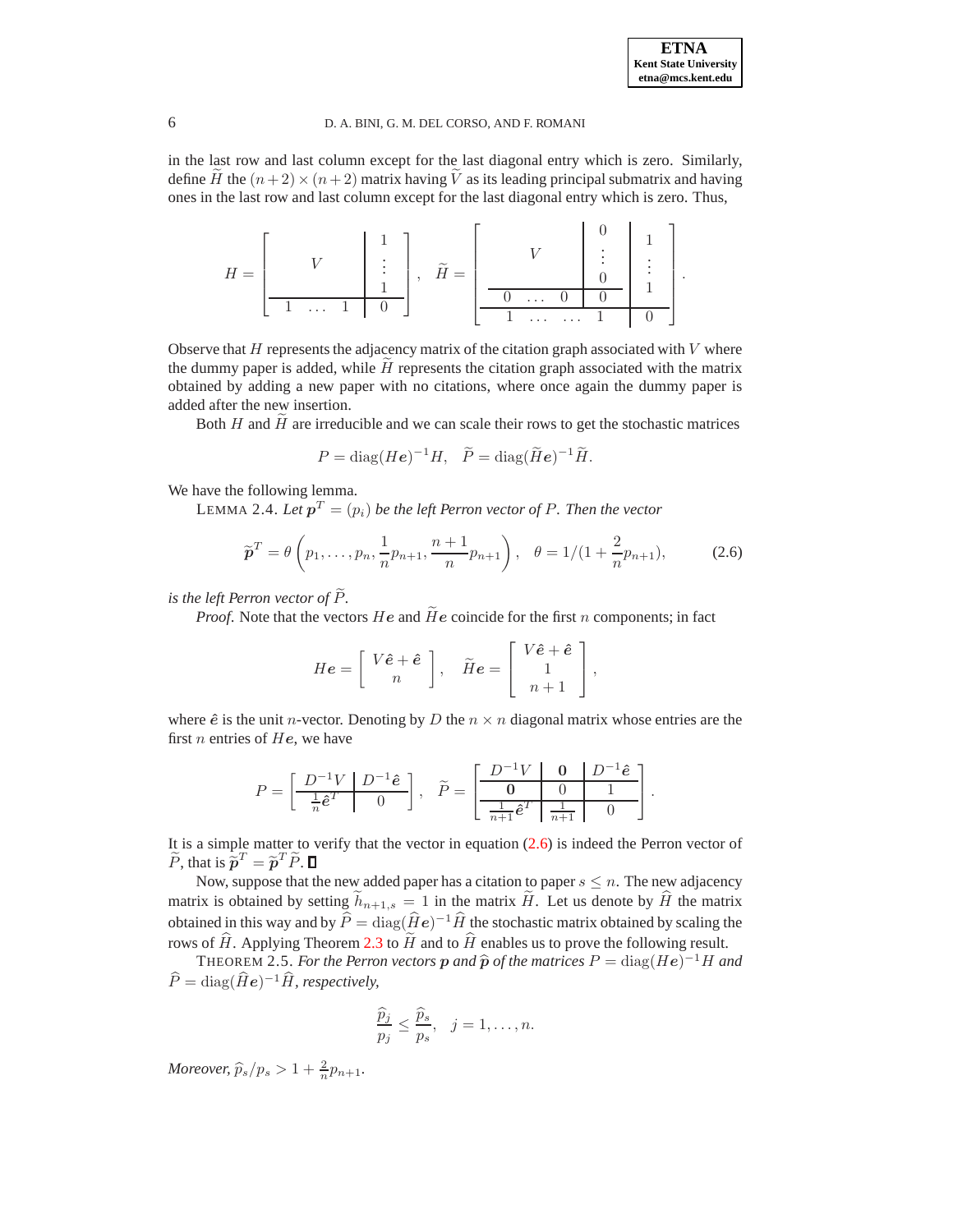in the last row and last column except for the last diagonal entry which is zero. Similarly, define $\widetilde{H}$ the $(n+2)\times(n+2)$ matrix having $\widetilde{V}$ as its leading principal submatrix and having ones in the last row and last column except for the last diagonal entry which is zero. Thus,

$$
H = \left[\begin{array}{ccc|c} & & & 1 \\ & V & & \vdots \\ & & & 1 \\ \hline 1 & \dots & 1 & 0 \end{array}\right], \quad \widetilde{H} = \left[\begin{array}{ccc|c|c} & & & 0 & 1 \\ & V & & \vdots & \vdots \\ & & & 0 & 1 \\ \hline 0 & \dots & 0 & 0 & \\ \hline 1 & \dots & \dots & 1 & 0 \end{array}\right].
$$

Observe that $H$ represents the adjacency matrix of the citation graph associated with $V$ where the dummy paper is added, while $\widetilde{H}$ represents the citation graph associated with the matrix obtained by adding a new paper with no citations, where once again the dummy paper is added after the new insertion.

Both $H$ and $\widetilde{H}$ are irreducible and we can scale their rows to get the stochastic matrices

$$
P = \operatorname{diag}(H\boldsymbol{e})^{-1}H, \quad \widetilde{P} = \operatorname{diag}(\widetilde{H}\boldsymbol{e})^{-1}\widetilde{H}.
$$

We have the following lemma.

LEMMA 2.4. *Let $\boldsymbol{p}^T = (p_i)$ be the left Perron vector of $P$. Then the vector*

$$
\widetilde{\boldsymbol{p}}^T = \theta\left(p_1, \dots, p_n, \frac{1}{n}p_{n+1}, \frac{n+1}{n}p_{n+1}\right), \quad \theta = 1/(1+\frac{2}{n}p_{n+1}), \tag{2.6}
$$

*is the left Perron vector of $\widetilde{P}$.*

*Proof.* Note that the vectors $H\boldsymbol{e}$ and $\widetilde{H}\boldsymbol{e}$ coincide for the first $n$ components; in fact

$$
H\boldsymbol{e} = \begin{bmatrix} V\hat{\boldsymbol{e}} + \hat{\boldsymbol{e}} \\ n \end{bmatrix}, \quad \widetilde{H}\boldsymbol{e} = \begin{bmatrix} V\hat{\boldsymbol{e}} + \hat{\boldsymbol{e}} \\ 1 \\ n+1 \end{bmatrix},
$$

where $\hat{\boldsymbol{e}}$ is the unit $n$-vector. Denoting by $D$ the $n\times n$ diagonal matrix whose entries are the first $n$ entries of $H\boldsymbol{e}$, we have

$$
P = \left[\begin{array}{c|c} D^{-1}V & D^{-1}\hat{\boldsymbol{e}} \\ \hline \frac{1}{n}\hat{\boldsymbol{e}}^T & 0 \end{array}\right], \quad \widetilde{P} = \left[\begin{array}{c|c|c} D^{-1}V & \boldsymbol{0} & D^{-1}\hat{\boldsymbol{e}} \\ \hline \boldsymbol{0} & 0 & 1 \\ \hline \frac{1}{n+1}\hat{\boldsymbol{e}}^T & \frac{1}{n+1} & 0 \end{array}\right].
$$

It is a simple matter to verify that the vector in equation (2.6) is indeed the Perron vector of $\widetilde{P}$, that is $\widetilde{\boldsymbol{p}}^T = \widetilde{\boldsymbol{p}}^T\widetilde{P}$. ∎

Now, suppose that the new added paper has a citation to paper $s \le n$. The new adjacency matrix is obtained by setting $\widetilde{h}_{n+1,s} = 1$ in the matrix $\widetilde{H}$. Let us denote by $\widehat{H}$ the matrix obtained in this way and by $\widehat{P} = \operatorname{diag}(\widehat{H}\boldsymbol{e})^{-1}\widehat{H}$ the stochastic matrix obtained by scaling the rows of $\widehat{H}$. Applying Theorem 2.3 to $\widetilde{H}$ and to $\widehat{H}$ enables us to prove the following result.

THEOREM 2.5. *For the Perron vectors $\boldsymbol{p}$ and $\widehat{\boldsymbol{p}}$ of the matrices $P = \operatorname{diag}(H\boldsymbol{e})^{-1}H$ and $\widehat{P} = \operatorname{diag}(\widehat{H}\boldsymbol{e})^{-1}\widehat{H}$, respectively,*

$$
\frac{\widehat{p}_j}{p_j} \le \frac{\widehat{p}_s}{p_s}, \quad j = 1,\dots,n.
$$

*Moreover, $\widehat{p}_s/p_s > 1 + \frac{2}{n}p_{n+1}$.*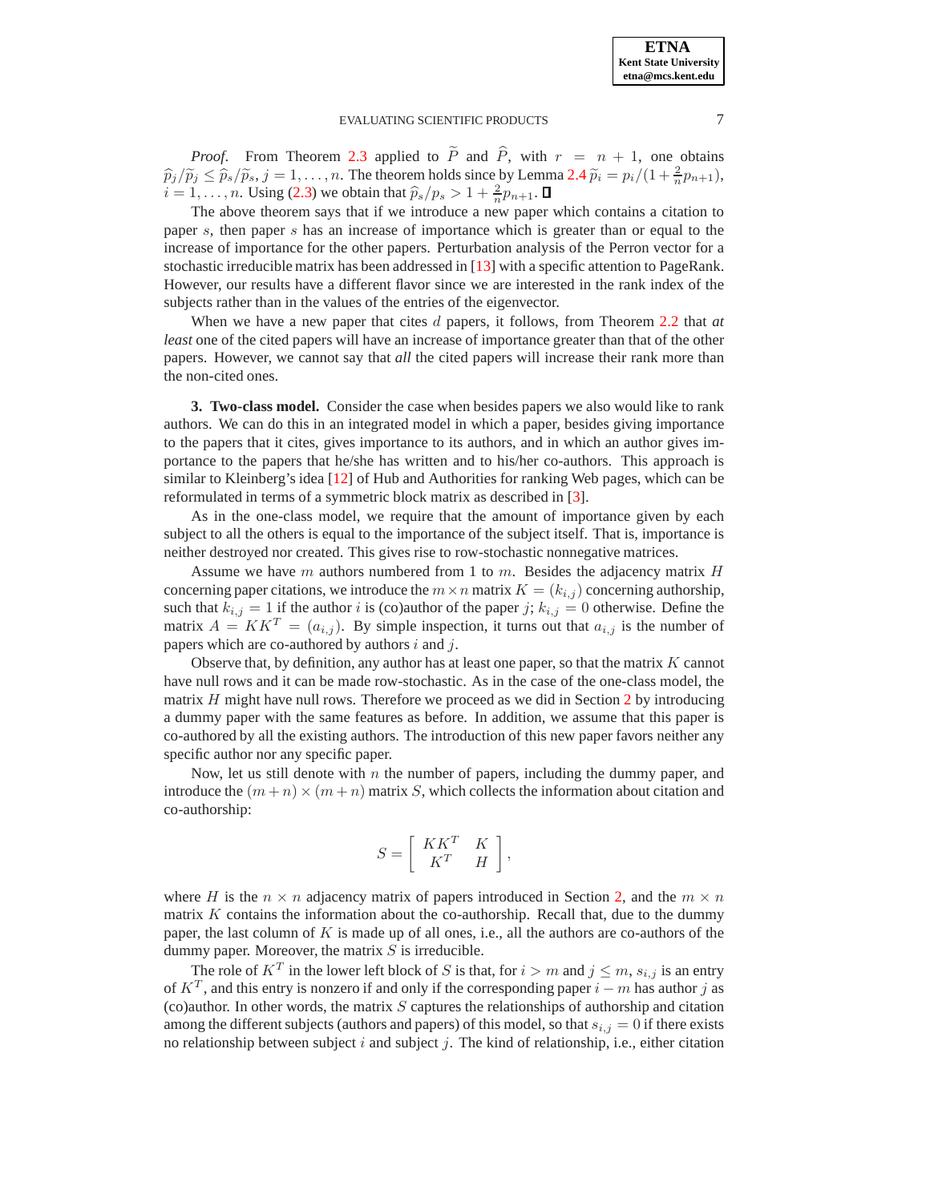*Proof*. From Theorem 2.3 applied to $\widetilde{P}$ and $\widehat{P}$, with $r = n+1$, one obtains $\widehat{p}_j/\widetilde{p}_j \leq \widehat{p}_s/\widetilde{p}_s$, $j = 1, \ldots, n$. The theorem holds since by Lemma 2.4 $\widetilde{p}_i = p_i/(1 + \frac{2}{n}p_{n+1})$, $i = 1, \ldots, n$. Using (2.3) we obtain that $\widehat{p}_s/p_s > 1 + \frac{2}{n}p_{n+1}$. ∎

The above theorem says that if we introduce a new paper which contains a citation to paper $s$, then paper $s$ has an increase of importance which is greater than or equal to the increase of importance for the other papers. Perturbation analysis of the Perron vector for a stochastic irreducible matrix has been addressed in [13] with a specific attention to PageRank. However, our results have a different flavor since we are interested in the rank index of the subjects rather than in the values of the entries of the eigenvector.

When we have a new paper that cites $d$ papers, it follows, from Theorem 2.2 that *at least* one of the cited papers will have an increase of importance greater than that of the other papers. However, we cannot say that *all* the cited papers will increase their rank more than the non-cited ones.

**3. Two-class model.** Consider the case when besides papers we also would like to rank authors. We can do this in an integrated model in which a paper, besides giving importance to the papers that it cites, gives importance to its authors, and in which an author gives importance to the papers that he/she has written and to his/her co-authors. This approach is similar to Kleinberg's idea [12] of Hub and Authorities for ranking Web pages, which can be reformulated in terms of a symmetric block matrix as described in [3].

As in the one-class model, we require that the amount of importance given by each subject to all the others is equal to the importance of the subject itself. That is, importance is neither destroyed nor created. This gives rise to row-stochastic nonnegative matrices.

Assume we have $m$ authors numbered from 1 to $m$. Besides the adjacency matrix $H$ concerning paper citations, we introduce the $m \times n$ matrix $K = (k_{i,j})$ concerning authorship, such that $k_{i,j} = 1$ if the author $i$ is (co)author of the paper $j$; $k_{i,j} = 0$ otherwise. Define the matrix $A = KK^T = (a_{i,j})$. By simple inspection, it turns out that $a_{i,j}$ is the number of papers which are co-authored by authors $i$ and $j$.

Observe that, by definition, any author has at least one paper, so that the matrix $K$ cannot have null rows and it can be made row-stochastic. As in the case of the one-class model, the matrix $H$ might have null rows. Therefore we proceed as we did in Section 2 by introducing a dummy paper with the same features as before. In addition, we assume that this paper is co-authored by all the existing authors. The introduction of this new paper favors neither any specific author nor any specific paper.

Now, let us still denote with $n$ the number of papers, including the dummy paper, and introduce the $(m+n) \times (m+n)$ matrix $S$, which collects the information about citation and co-authorship:

$$S = \begin{bmatrix} KK^T & K \\ K^T & H \end{bmatrix},$$

where $H$ is the $n \times n$ adjacency matrix of papers introduced in Section 2, and the $m \times n$ matrix $K$ contains the information about the co-authorship. Recall that, due to the dummy paper, the last column of $K$ is made up of all ones, i.e., all the authors are co-authors of the dummy paper. Moreover, the matrix $S$ is irreducible.

The role of $K^T$ in the lower left block of $S$ is that, for $i > m$ and $j \leq m$, $s_{i,j}$ is an entry of $K^T$, and this entry is nonzero if and only if the corresponding paper $i - m$ has author $j$ as (co)author. In other words, the matrix $S$ captures the relationships of authorship and citation among the different subjects (authors and papers) of this model, so that $s_{i,j} = 0$ if there exists no relationship between subject $i$ and subject $j$. The kind of relationship, i.e., either citation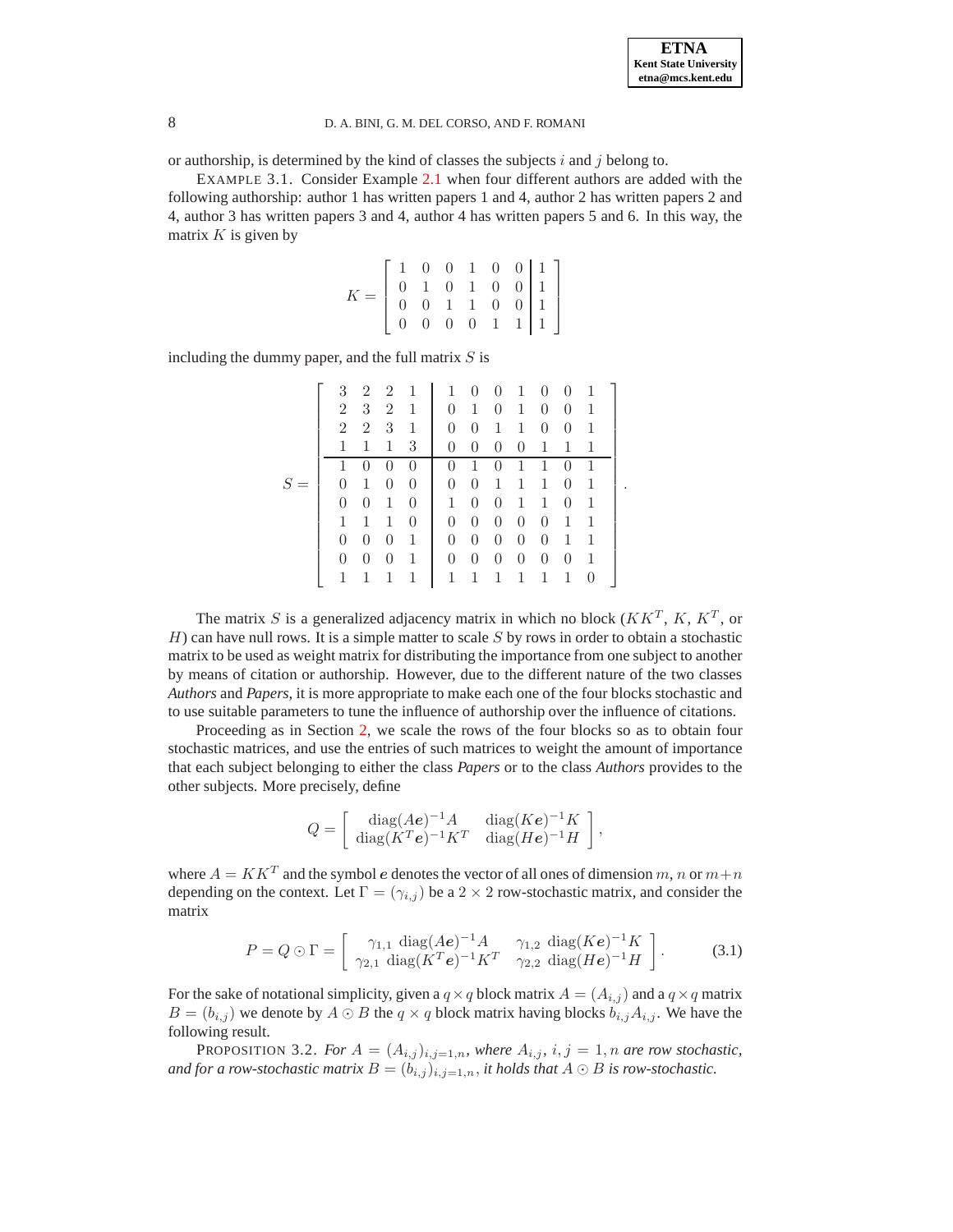or authorship, is determined by the kind of classes the subjects $i$ and $j$ belong to.

EXAMPLE 3.1. Consider Example 2.1 when four different authors are added with the following authorship: author 1 has written papers 1 and 4, author 2 has written papers 2 and 4, author 3 has written papers 3 and 4, author 4 has written papers 5 and 6. In this way, the matrix $K$ is given by

$$K = \left[\begin{array}{cccccc|c} 1 & 0 & 0 & 1 & 0 & 0 & 1 \\ 0 & 1 & 0 & 1 & 0 & 0 & 1 \\ 0 & 0 & 1 & 1 & 0 & 0 & 1 \\ 0 & 0 & 0 & 0 & 1 & 1 & 1 \end{array}\right]$$

including the dummy paper, and the full matrix $S$ is

$$S = \left[\begin{array}{cccc|ccccccc} 3 & 2 & 2 & 1 & 1 & 0 & 0 & 1 & 0 & 0 & 1 \\ 2 & 3 & 2 & 1 & 0 & 1 & 0 & 1 & 0 & 0 & 1 \\ 2 & 2 & 3 & 1 & 0 & 0 & 1 & 1 & 0 & 0 & 1 \\ 1 & 1 & 1 & 3 & 0 & 0 & 0 & 0 & 1 & 1 & 1 \\ \hline 1 & 0 & 0 & 0 & 0 & 1 & 0 & 1 & 1 & 0 & 1 \\ 0 & 1 & 0 & 0 & 0 & 0 & 1 & 1 & 1 & 0 & 1 \\ 0 & 0 & 1 & 0 & 1 & 0 & 0 & 1 & 1 & 0 & 1 \\ 1 & 1 & 1 & 0 & 0 & 0 & 0 & 0 & 0 & 1 & 1 \\ 0 & 0 & 0 & 1 & 0 & 0 & 0 & 0 & 0 & 1 & 1 \\ 0 & 0 & 0 & 1 & 0 & 0 & 0 & 0 & 0 & 0 & 1 \\ 1 & 1 & 1 & 1 & 1 & 1 & 1 & 1 & 1 & 1 & 0 \end{array}\right].$$

The matrix $S$ is a generalized adjacency matrix in which no block ($KK^T$, $K$, $K^T$, or $H$) can have null rows. It is a simple matter to scale $S$ by rows in order to obtain a stochastic matrix to be used as weight matrix for distributing the importance from one subject to another by means of citation or authorship. However, due to the different nature of the two classes *Authors* and *Papers*, it is more appropriate to make each one of the four blocks stochastic and to use suitable parameters to tune the influence of authorship over the influence of citations.

Proceeding as in Section 2, we scale the rows of the four blocks so as to obtain four stochastic matrices, and use the entries of such matrices to weight the amount of importance that each subject belonging to either the class *Papers* or to the class *Authors* provides to the other subjects. More precisely, define

$$Q = \left[\begin{array}{cc} \operatorname{diag}(A\boldsymbol{e})^{-1}A & \operatorname{diag}(K\boldsymbol{e})^{-1}K \\ \operatorname{diag}(K^T\boldsymbol{e})^{-1}K^T & \operatorname{diag}(H\boldsymbol{e})^{-1}H \end{array}\right],$$

where $A = KK^T$ and the symbol $\boldsymbol{e}$ denotes the vector of all ones of dimension $m$, $n$ or $m+n$ depending on the context. Let $\Gamma = (\gamma_{i,j})$ be a $2 \times 2$ row-stochastic matrix, and consider the matrix

$$P = Q \odot \Gamma = \left[\begin{array}{cc} \gamma_{1,1}\ \operatorname{diag}(A\boldsymbol{e})^{-1}A & \gamma_{1,2}\ \operatorname{diag}(K\boldsymbol{e})^{-1}K \\ \gamma_{2,1}\ \operatorname{diag}(K^T\boldsymbol{e})^{-1}K^T & \gamma_{2,2}\ \operatorname{diag}(H\boldsymbol{e})^{-1}H \end{array}\right]. \tag{3.1}$$

For the sake of notational simplicity, given a $q \times q$ block matrix $A = (A_{i,j})$ and a $q \times q$ matrix $B = (b_{i,j})$ we denote by $A \odot B$ the $q \times q$ block matrix having blocks $b_{i,j}A_{i,j}$. We have the following result.

PROPOSITION 3.2. *For $A = (A_{i,j})_{i,j=1,n}$, where $A_{i,j}$, $i, j = 1, n$ are row stochastic, and for a row-stochastic matrix $B = (b_{i,j})_{i,j=1,n}$, it holds that $A \odot B$ is row-stochastic.*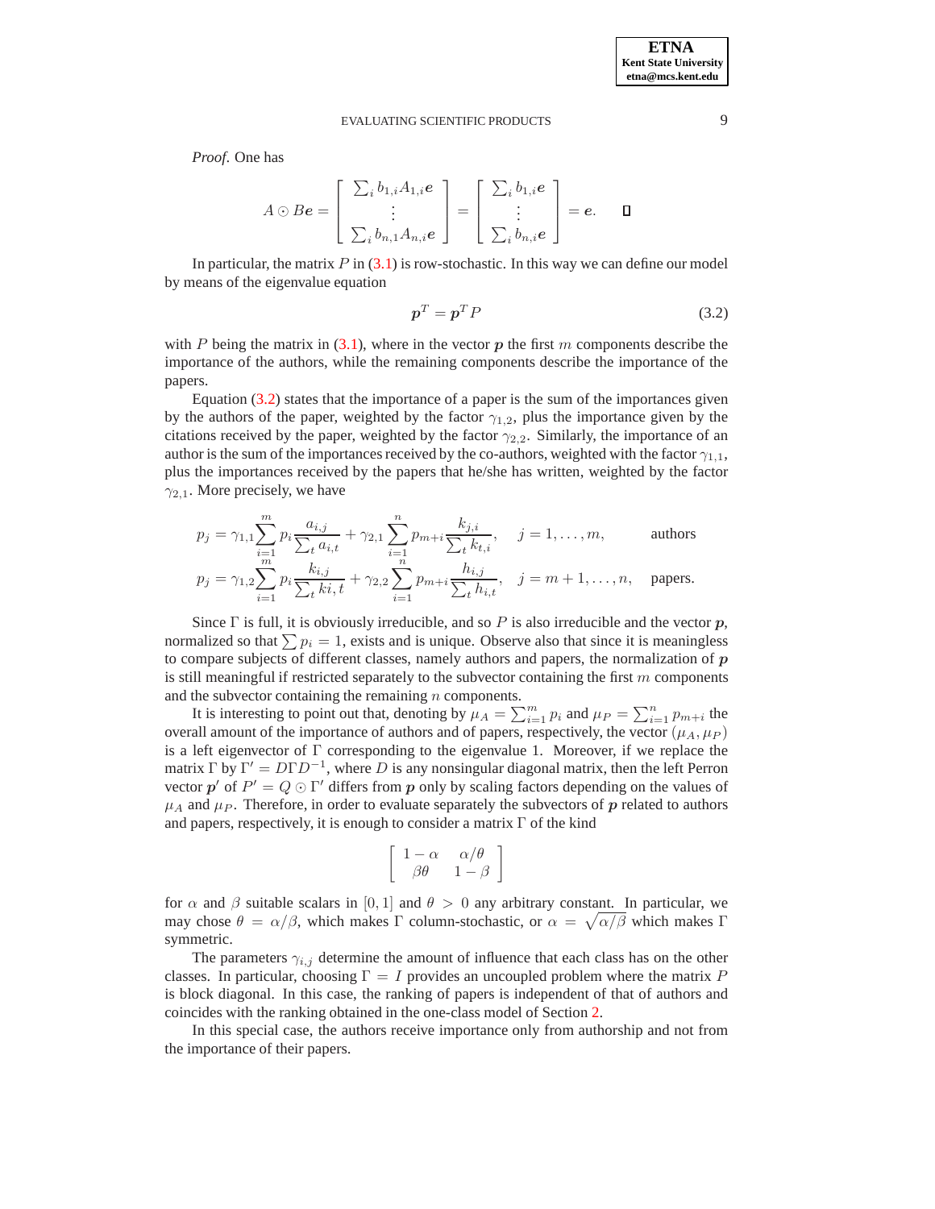*Proof.* One has

$$A \odot B\boldsymbol{e} = \begin{bmatrix} \sum_i b_{1,i} A_{1,i} \boldsymbol{e} \\ \vdots \\ \sum_i b_{n,1} A_{n,i} \boldsymbol{e} \end{bmatrix} = \begin{bmatrix} \sum_i b_{1,i} \boldsymbol{e} \\ \vdots \\ \sum_i b_{n,i} \boldsymbol{e} \end{bmatrix} = \boldsymbol{e}. \qquad \square$$

In particular, the matrix $P$ in (3.1) is row-stochastic. In this way we can define our model by means of the eigenvalue equation

$$\boldsymbol{p}^T = \boldsymbol{p}^T P \tag{3.2}$$

with $P$ being the matrix in (3.1), where in the vector $\boldsymbol{p}$ the first $m$ components describe the importance of the authors, while the remaining components describe the importance of the papers.

Equation (3.2) states that the importance of a paper is the sum of the importances given by the authors of the paper, weighted by the factor $\gamma_{1,2}$, plus the importance given by the citations received by the paper, weighted by the factor $\gamma_{2,2}$. Similarly, the importance of an author is the sum of the importances received by the co-authors, weighted with the factor $\gamma_{1,1}$, plus the importances received by the papers that he/she has written, weighted by the factor $\gamma_{2,1}$. More precisely, we have

$$\begin{aligned} p_j &= \gamma_{1,1} \sum_{i=1}^{m} p_i \frac{a_{i,j}}{\sum_t a_{i,t}} + \gamma_{2,1} \sum_{i=1}^{n} p_{m+i} \frac{k_{j,i}}{\sum_t k_{t,i}}, \quad j = 1, \ldots, m, \qquad \text{authors} \\ p_j &= \gamma_{1,2} \sum_{i=1}^{m} p_i \frac{k_{i,j}}{\sum_t ki,t} + \gamma_{2,2} \sum_{i=1}^{n} p_{m+i} \frac{h_{i,j}}{\sum_t h_{i,t}}, \quad j = m+1, \ldots, n, \quad \text{papers.} \end{aligned}$$

Since $\Gamma$ is full, it is obviously irreducible, and so $P$ is also irreducible and the vector $\boldsymbol{p}$, normalized so that $\sum p_i = 1$, exists and is unique. Observe also that since it is meaningless to compare subjects of different classes, namely authors and papers, the normalization of $\boldsymbol{p}$ is still meaningful if restricted separately to the subvector containing the first $m$ components and the subvector containing the remaining $n$ components.

It is interesting to point out that, denoting by $\mu_A = \sum_{i=1}^{m} p_i$ and $\mu_P = \sum_{i=1}^{n} p_{m+i}$ the overall amount of the importance of authors and of papers, respectively, the vector $(\mu_A, \mu_P)$ is a left eigenvector of $\Gamma$ corresponding to the eigenvalue 1. Moreover, if we replace the matrix $\Gamma$ by $\Gamma' = D\Gamma D^{-1}$, where $D$ is any nonsingular diagonal matrix, then the left Perron vector $\boldsymbol{p}'$ of $P' = Q \odot \Gamma'$ differs from $\boldsymbol{p}$ only by scaling factors depending on the values of $\mu_A$ and $\mu_P$. Therefore, in order to evaluate separately the subvectors of $\boldsymbol{p}$ related to authors and papers, respectively, it is enough to consider a matrix $\Gamma$ of the kind

$$\begin{bmatrix} 1-\alpha & \alpha/\theta \\ \beta\theta & 1-\beta \end{bmatrix}$$

for $\alpha$ and $\beta$ suitable scalars in $[0, 1]$ and $\theta > 0$ any arbitrary constant. In particular, we may chose $\theta = \alpha/\beta$, which makes $\Gamma$ column-stochastic, or $\alpha = \sqrt{\alpha/\beta}$ which makes $\Gamma$ symmetric.

The parameters $\gamma_{i,j}$ determine the amount of influence that each class has on the other classes. In particular, choosing $\Gamma = I$ provides an uncoupled problem where the matrix $P$ is block diagonal. In this case, the ranking of papers is independent of that of authors and coincides with the ranking obtained in the one-class model of Section 2.

In this special case, the authors receive importance only from authorship and not from the importance of their papers.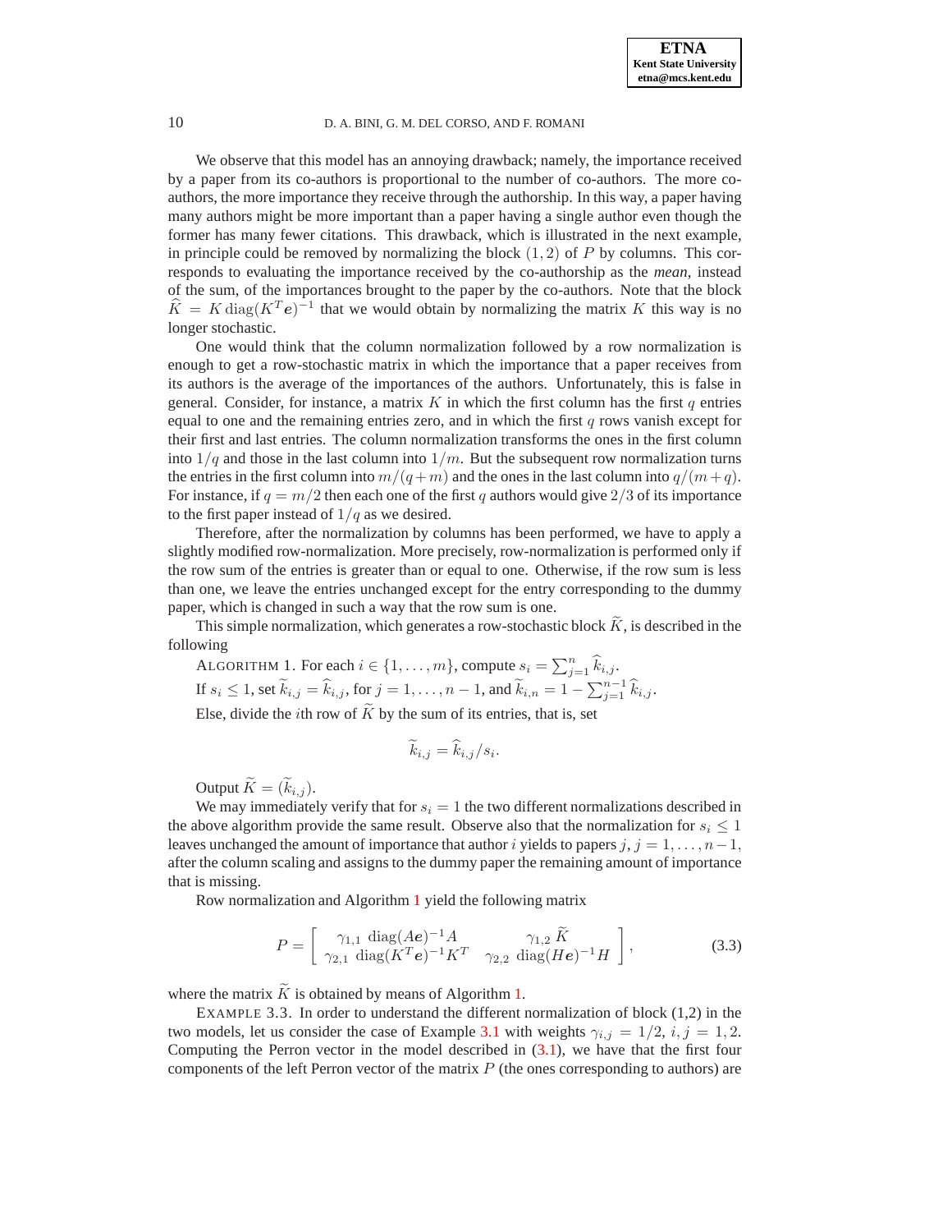We observe that this model has an annoying drawback; namely, the importance received by a paper from its co-authors is proportional to the number of co-authors. The more co-authors, the more importance they receive through the authorship. In this way, a paper having many authors might be more important than a paper having a single author even though the former has many fewer citations. This drawback, which is illustrated in the next example, in principle could be removed by normalizing the block $(1,2)$ of $P$ by columns. This corresponds to evaluating the importance received by the co-authorship as the *mean*, instead of the sum, of the importances brought to the paper by the co-authors. Note that the block $\widehat{K} = K\,\mathrm{diag}(K^T\boldsymbol{e})^{-1}$ that we would obtain by normalizing the matrix $K$ this way is no longer stochastic.

One would think that the column normalization followed by a row normalization is enough to get a row-stochastic matrix in which the importance that a paper receives from its authors is the average of the importances of the authors. Unfortunately, this is false in general. Consider, for instance, a matrix $K$ in which the first column has the first $q$ entries equal to one and the remaining entries zero, and in which the first $q$ rows vanish except for their first and last entries. The column normalization transforms the ones in the first column into $1/q$ and those in the last column into $1/m$. But the subsequent row normalization turns the entries in the first column into $m/(q+m)$ and the ones in the last column into $q/(m+q)$. For instance, if $q = m/2$ then each one of the first $q$ authors would give $2/3$ of its importance to the first paper instead of $1/q$ as we desired.

Therefore, after the normalization by columns has been performed, we have to apply a slightly modified row-normalization. More precisely, row-normalization is performed only if the row sum of the entries is greater than or equal to one. Otherwise, if the row sum is less than one, we leave the entries unchanged except for the entry corresponding to the dummy paper, which is changed in such a way that the row sum is one.

This simple normalization, which generates a row-stochastic block $\widetilde{K}$, is described in the following

ALGORITHM 1. For each $i \in \{1, \ldots, m\}$, compute $s_i = \sum_{j=1}^{n} \widehat{k}_{i,j}$.
If $s_i \le 1$, set $\widetilde{k}_{i,j} = \widehat{k}_{i,j}$, for $j = 1, \ldots, n-1$, and $\widetilde{k}_{i,n} = 1 - \sum_{j=1}^{n-1} \widehat{k}_{i,j}$.
Else, divide the $i$th row of $\widetilde{K}$ by the sum of its entries, that is, set

$$\widetilde{k}_{i,j} = \widehat{k}_{i,j}/s_i.$$

Output $\widetilde{K} = (\widetilde{k}_{i,j})$.

We may immediately verify that for $s_i = 1$ the two different normalizations described in the above algorithm provide the same result. Observe also that the normalization for $s_i \le 1$ leaves unchanged the amount of importance that author $i$ yields to papers $j$, $j = 1, \ldots, n-1$, after the column scaling and assigns to the dummy paper the remaining amount of importance that is missing.

Row normalization and Algorithm 1 yield the following matrix

$$P = \begin{bmatrix} \gamma_{1,1}\ \mathrm{diag}(A\boldsymbol{e})^{-1}A & \gamma_{1,2}\ \widetilde{K} \\ \gamma_{2,1}\ \mathrm{diag}(K^T\boldsymbol{e})^{-1}K^T & \gamma_{2,2}\ \mathrm{diag}(H\boldsymbol{e})^{-1}H \end{bmatrix}, \tag{3.3}$$

where the matrix $\widetilde{K}$ is obtained by means of Algorithm 1.

EXAMPLE 3.3. In order to understand the different normalization of block (1,2) in the two models, let us consider the case of Example 3.1 with weights $\gamma_{i,j} = 1/2$, $i, j = 1, 2$. Computing the Perron vector in the model described in (3.1), we have that the first four components of the left Perron vector of the matrix $P$ (the ones corresponding to authors) are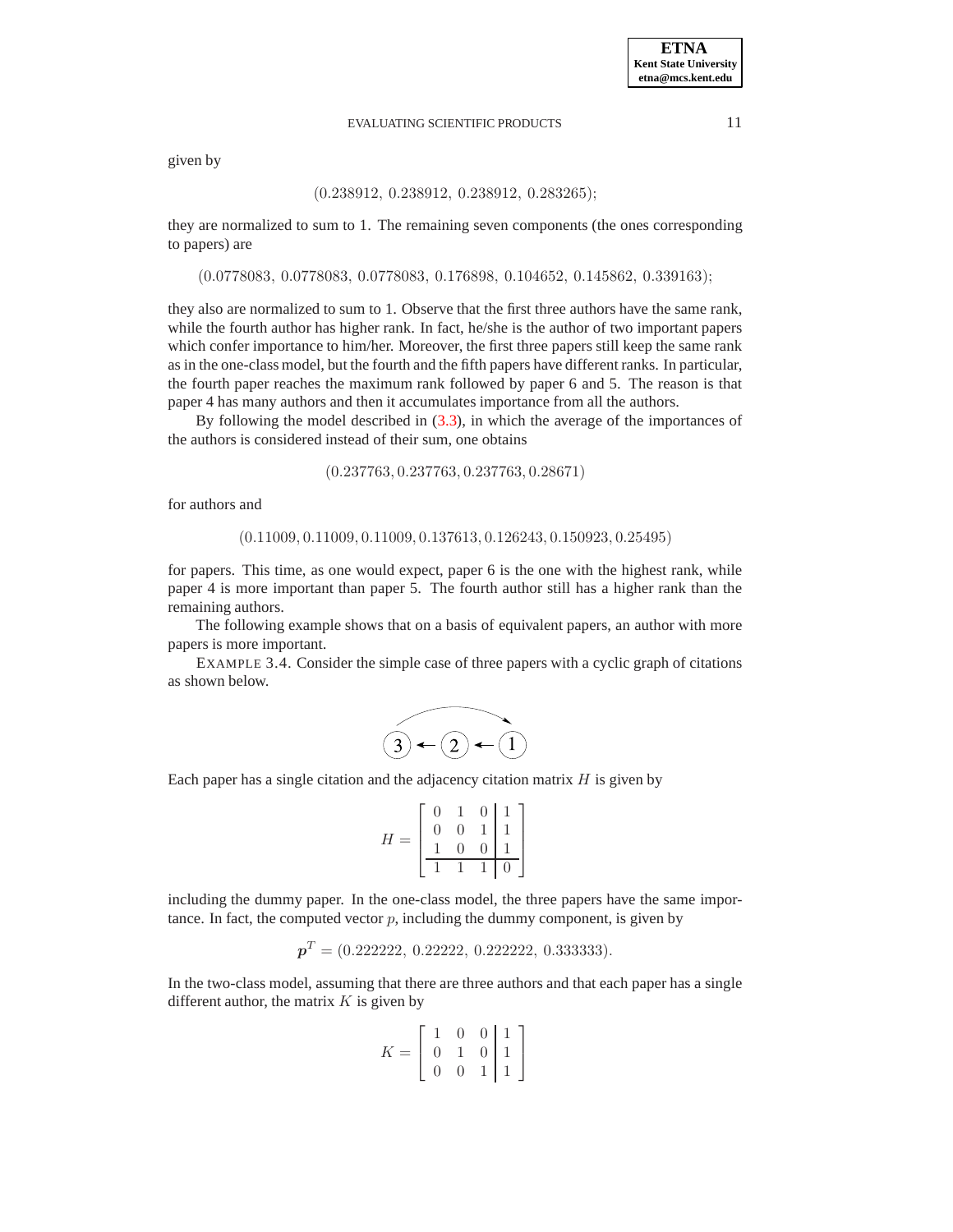given by

$$(0.238912,\ 0.238912,\ 0.238912,\ 0.283265);$$

they are normalized to sum to 1. The remaining seven components (the ones corresponding to papers) are

$$(0.0778083,\ 0.0778083,\ 0.0778083,\ 0.176898,\ 0.104652,\ 0.145862,\ 0.339163);$$

they also are normalized to sum to 1. Observe that the first three authors have the same rank, while the fourth author has higher rank. In fact, he/she is the author of two important papers which confer importance to him/her. Moreover, the first three papers still keep the same rank as in the one-class model, but the fourth and the fifth papers have different ranks. In particular, the fourth paper reaches the maximum rank followed by paper 6 and 5. The reason is that paper 4 has many authors and then it accumulates importance from all the authors.

By following the model described in (3.3), in which the average of the importances of the authors is considered instead of their sum, one obtains

$$(0.237763, 0.237763, 0.237763, 0.28671)$$

for authors and

$$(0.11009, 0.11009, 0.11009, 0.137613, 0.126243, 0.150923, 0.25495)$$

for papers. This time, as one would expect, paper 6 is the one with the highest rank, while paper 4 is more important than paper 5. The fourth author still has a higher rank than the remaining authors.

The following example shows that on a basis of equivalent papers, an author with more papers is more important.

EXAMPLE 3.4. Consider the simple case of three papers with a cyclic graph of citations as shown below.

Each paper has a single citation and the adjacency citation matrix $H$ is given by

$$H = \left[\begin{array}{ccc|c} 0 & 1 & 0 & 1 \\ 0 & 0 & 1 & 1 \\ 1 & 0 & 0 & 1 \\ \hline 1 & 1 & 1 & 0 \end{array}\right]$$

including the dummy paper. In the one-class model, the three papers have the same importance. In fact, the computed vector $p$, including the dummy component, is given by

$$\boldsymbol{p}^T = (0.222222,\ 0.22222,\ 0.222222,\ 0.333333).$$

In the two-class model, assuming that there are three authors and that each paper has a single different author, the matrix $K$ is given by

$$K = \left[\begin{array}{ccc|c} 1 & 0 & 0 & 1 \\ 0 & 1 & 0 & 1 \\ 0 & 0 & 1 & 1 \end{array}\right]$$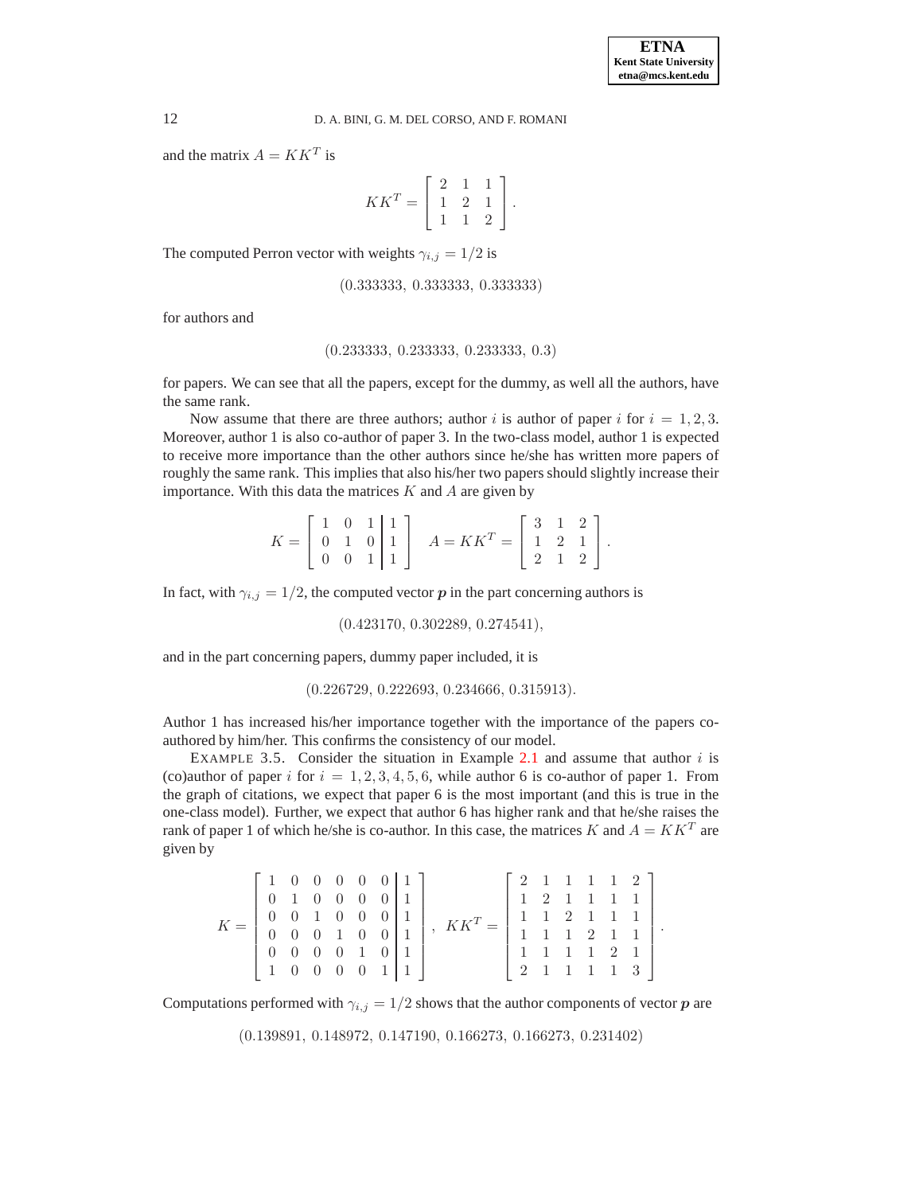and the matrix $A = KK^T$ is

$$KK^T = \begin{bmatrix} 2 & 1 & 1 \\ 1 & 2 & 1 \\ 1 & 1 & 2 \end{bmatrix}.$$

The computed Perron vector with weights $\gamma_{i,j} = 1/2$ is

$$(0.333333,\ 0.333333,\ 0.333333)$$

for authors and

$$(0.233333,\ 0.233333,\ 0.233333,\ 0.3)$$

for papers. We can see that all the papers, except for the dummy, as well all the authors, have the same rank.

Now assume that there are three authors; author $i$ is author of paper $i$ for $i = 1, 2, 3$. Moreover, author 1 is also co-author of paper 3. In the two-class model, author 1 is expected to receive more importance than the other authors since he/she has written more papers of roughly the same rank. This implies that also his/her two papers should slightly increase their importance. With this data the matrices $K$ and $A$ are given by

$$K = \left[\begin{array}{ccc|c} 1 & 0 & 1 & 1 \\ 0 & 1 & 0 & 1 \\ 0 & 0 & 1 & 1 \end{array}\right] \quad A = KK^T = \begin{bmatrix} 3 & 1 & 2 \\ 1 & 2 & 1 \\ 2 & 1 & 2 \end{bmatrix}.$$

In fact, with $\gamma_{i,j} = 1/2$, the computed vector $\boldsymbol{p}$ in the part concerning authors is

$$(0.423170,\ 0.302289,\ 0.274541),$$

and in the part concerning papers, dummy paper included, it is

$$(0.226729,\ 0.222693,\ 0.234666,\ 0.315913).$$

Author 1 has increased his/her importance together with the importance of the papers co-authored by him/her. This confirms the consistency of our model.

EXAMPLE 3.5. Consider the situation in Example 2.1 and assume that author $i$ is (co)author of paper $i$ for $i = 1, 2, 3, 4, 5, 6$, while author 6 is co-author of paper 1. From the graph of citations, we expect that paper 6 is the most important (and this is true in the one-class model). Further, we expect that author 6 has higher rank and that he/she raises the rank of paper 1 of which he/she is co-author. In this case, the matrices $K$ and $A = KK^T$ are given by

$$K = \left[\begin{array}{cccccc|c} 1 & 0 & 0 & 0 & 0 & 0 & 1 \\ 0 & 1 & 0 & 0 & 0 & 0 & 1 \\ 0 & 0 & 1 & 0 & 0 & 0 & 1 \\ 0 & 0 & 0 & 1 & 0 & 0 & 1 \\ 0 & 0 & 0 & 0 & 1 & 0 & 1 \\ 1 & 0 & 0 & 0 & 0 & 1 & 1 \end{array}\right], \quad KK^T = \begin{bmatrix} 2 & 1 & 1 & 1 & 1 & 2 \\ 1 & 2 & 1 & 1 & 1 & 1 \\ 1 & 1 & 2 & 1 & 1 & 1 \\ 1 & 1 & 1 & 2 & 1 & 1 \\ 1 & 1 & 1 & 1 & 2 & 1 \\ 2 & 1 & 1 & 1 & 1 & 3 \end{bmatrix}.$$

Computations performed with $\gamma_{i,j} = 1/2$ shows that the author components of vector $\boldsymbol{p}$ are

$$(0.139891,\ 0.148972,\ 0.147190,\ 0.166273,\ 0.166273,\ 0.231402)$$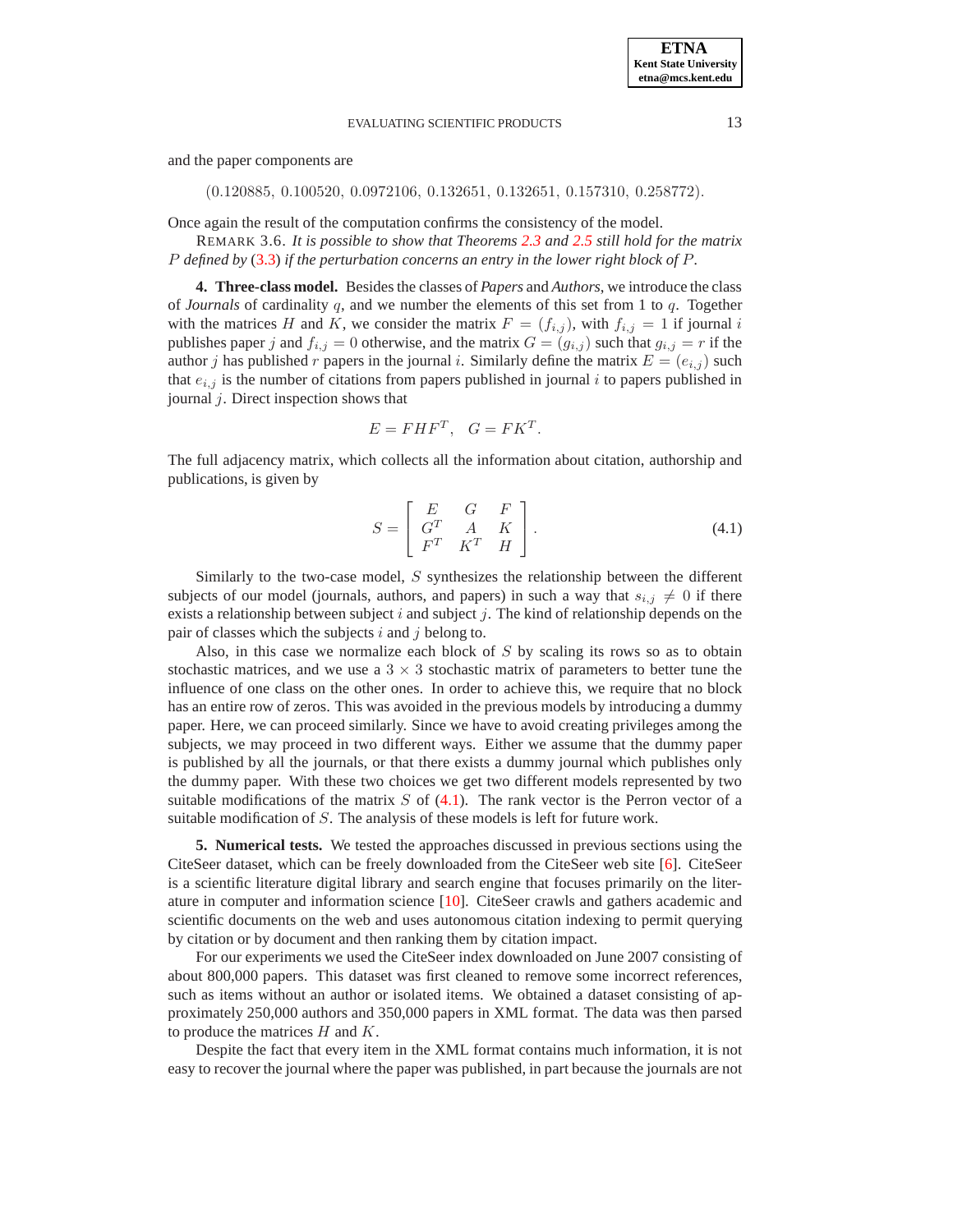and the paper components are

$$(0.120885,\ 0.100520,\ 0.0972106,\ 0.132651,\ 0.132651,\ 0.157310,\ 0.258772).$$

Once again the result of the computation confirms the consistency of the model.

REMARK 3.6. *It is possible to show that Theorems 2.3 and 2.5 still hold for the matrix $P$ defined by (3.3) if the perturbation concerns an entry in the lower right block of $P$.*

**4. Three-class model.** Besides the classes of *Papers* and *Authors*, we introduce the class of *Journals* of cardinality $q$, and we number the elements of this set from 1 to $q$. Together with the matrices $H$ and $K$, we consider the matrix $F = (f_{i,j})$, with $f_{i,j} = 1$ if journal $i$ publishes paper $j$ and $f_{i,j} = 0$ otherwise, and the matrix $G = (g_{i,j})$ such that $g_{i,j} = r$ if the author $j$ has published $r$ papers in the journal $i$. Similarly define the matrix $E = (e_{i,j})$ such that $e_{i,j}$ is the number of citations from papers published in journal $i$ to papers published in journal $j$. Direct inspection shows that

$$E = FHF^T, \quad G = FK^T.$$

The full adjacency matrix, which collects all the information about citation, authorship and publications, is given by

$$S = \begin{bmatrix} E & G & F \\ G^T & A & K \\ F^T & K^T & H \end{bmatrix}. \tag{4.1}$$

Similarly to the two-case model, $S$ synthesizes the relationship between the different subjects of our model (journals, authors, and papers) in such a way that $s_{i,j} \neq 0$ if there exists a relationship between subject $i$ and subject $j$. The kind of relationship depends on the pair of classes which the subjects $i$ and $j$ belong to.

Also, in this case we normalize each block of $S$ by scaling its rows so as to obtain stochastic matrices, and we use a $3 \times 3$ stochastic matrix of parameters to better tune the influence of one class on the other ones. In order to achieve this, we require that no block has an entire row of zeros. This was avoided in the previous models by introducing a dummy paper. Here, we can proceed similarly. Since we have to avoid creating privileges among the subjects, we may proceed in two different ways. Either we assume that the dummy paper is published by all the journals, or that there exists a dummy journal which publishes only the dummy paper. With these two choices we get two different models represented by two suitable modifications of the matrix $S$ of (4.1). The rank vector is the Perron vector of a suitable modification of $S$. The analysis of these models is left for future work.

**5. Numerical tests.** We tested the approaches discussed in previous sections using the CiteSeer dataset, which can be freely downloaded from the CiteSeer web site [6]. CiteSeer is a scientific literature digital library and search engine that focuses primarily on the literature in computer and information science [10]. CiteSeer crawls and gathers academic and scientific documents on the web and uses autonomous citation indexing to permit querying by citation or by document and then ranking them by citation impact.

For our experiments we used the CiteSeer index downloaded on June 2007 consisting of about 800,000 papers. This dataset was first cleaned to remove some incorrect references, such as items without an author or isolated items. We obtained a dataset consisting of approximately 250,000 authors and 350,000 papers in XML format. The data was then parsed to produce the matrices $H$ and $K$.

Despite the fact that every item in the XML format contains much information, it is not easy to recover the journal where the paper was published, in part because the journals are not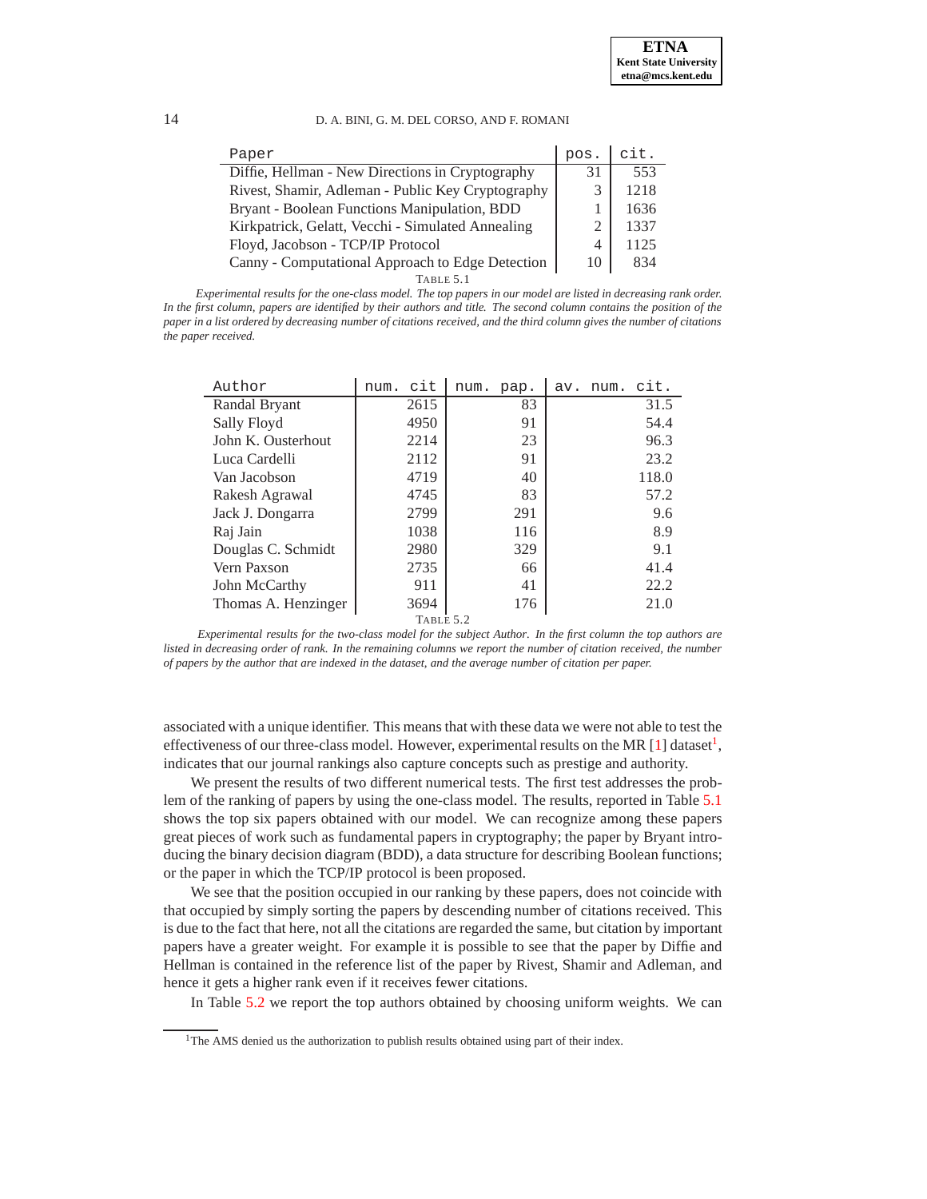| Paper | pos. | cit. |
|---|---|---|
| Diffie, Hellman - New Directions in Cryptography | 31 | 553 |
| Rivest, Shamir, Adleman - Public Key Cryptography | 3 | 1218 |
| Bryant - Boolean Functions Manipulation, BDD | 1 | 1636 |
| Kirkpatrick, Gelatt, Vecchi - Simulated Annealing | 2 | 1337 |
| Floyd, Jacobson - TCP/IP Protocol | 4 | 1125 |
| Canny - Computational Approach to Edge Detection | 10 | 834 |

TABLE 5.1

*Experimental results for the one-class model. The top papers in our model are listed in decreasing rank order. In the first column, papers are identified by their authors and title. The second column contains the position of the paper in a list ordered by decreasing number of citations received, and the third column gives the number of citations the paper received.*

| Author | num. cit | num. pap. | av. num. cit. |
|---|---|---|---|
| Randal Bryant | 2615 | 83 | 31.5 |
| Sally Floyd | 4950 | 91 | 54.4 |
| John K. Ousterhout | 2214 | 23 | 96.3 |
| Luca Cardelli | 2112 | 91 | 23.2 |
| Van Jacobson | 4719 | 40 | 118.0 |
| Rakesh Agrawal | 4745 | 83 | 57.2 |
| Jack J. Dongarra | 2799 | 291 | 9.6 |
| Raj Jain | 1038 | 116 | 8.9 |
| Douglas C. Schmidt | 2980 | 329 | 9.1 |
| Vern Paxson | 2735 | 66 | 41.4 |
| John McCarthy | 911 | 41 | 22.2 |
| Thomas A. Henzinger | 3694 | 176 | 21.0 |

TABLE 5.2

*Experimental results for the two-class model for the subject Author. In the first column the top authors are listed in decreasing order of rank. In the remaining columns we report the number of citation received, the number of papers by the author that are indexed in the dataset, and the average number of citation per paper.*

associated with a unique identifier. This means that with these data we were not able to test the effectiveness of our three-class model. However, experimental results on the MR [1] dataset[1], indicates that our journal rankings also capture concepts such as prestige and authority.

We present the results of two different numerical tests. The first test addresses the problem of the ranking of papers by using the one-class model. The results, reported in Table 5.1 shows the top six papers obtained with our model. We can recognize among these papers great pieces of work such as fundamental papers in cryptography; the paper by Bryant introducing the binary decision diagram (BDD), a data structure for describing Boolean functions; or the paper in which the TCP/IP protocol is been proposed.

We see that the position occupied in our ranking by these papers, does not coincide with that occupied by simply sorting the papers by descending number of citations received. This is due to the fact that here, not all the citations are regarded the same, but citation by important papers have a greater weight. For example it is possible to see that the paper by Diffie and Hellman is contained in the reference list of the paper by Rivest, Shamir and Adleman, and hence it gets a higher rank even if it receives fewer citations.

In Table 5.2 we report the top authors obtained by choosing uniform weights. We can

[1] The AMS denied us the authorization to publish results obtained using part of their index.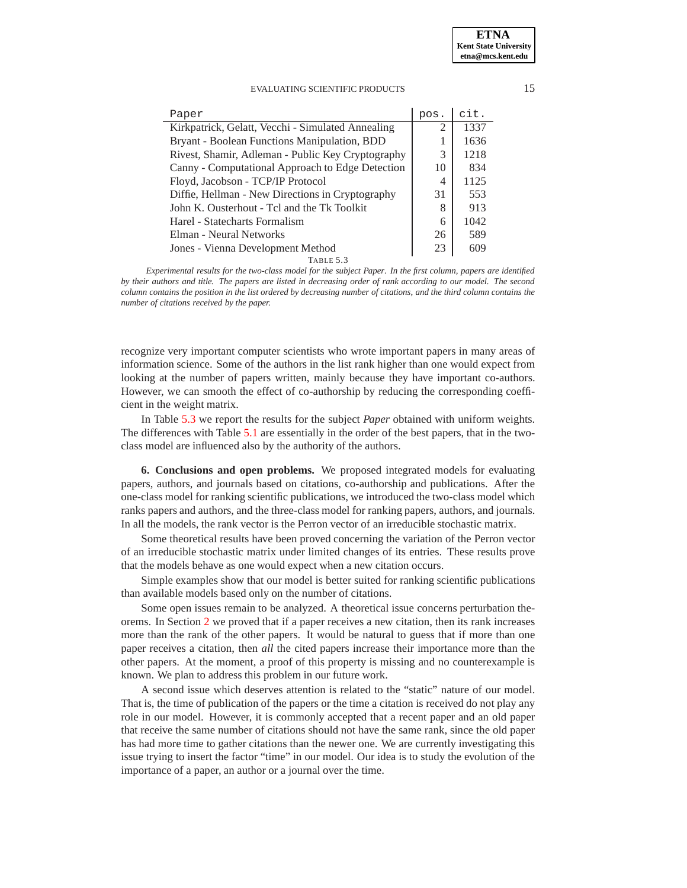| Paper | pos. | cit. |
|---|---|---|
| Kirkpatrick, Gelatt, Vecchi - Simulated Annealing | 2 | 1337 |
| Bryant - Boolean Functions Manipulation, BDD | 1 | 1636 |
| Rivest, Shamir, Adleman - Public Key Cryptography | 3 | 1218 |
| Canny - Computational Approach to Edge Detection | 10 | 834 |
| Floyd, Jacobson - TCP/IP Protocol | 4 | 1125 |
| Diffie, Hellman - New Directions in Cryptography | 31 | 553 |
| John K. Ousterhout - Tcl and the Tk Toolkit | 8 | 913 |
| Harel - Statecharts Formalism | 6 | 1042 |
| Elman - Neural Networks | 26 | 589 |
| Jones - Vienna Development Method | 23 | 609 |

TABLE 5.3

*Experimental results for the two-class model for the subject Paper. In the first column, papers are identified by their authors and title. The papers are listed in decreasing order of rank according to our model. The second column contains the position in the list ordered by decreasing number of citations, and the third column contains the number of citations received by the paper.*

recognize very important computer scientists who wrote important papers in many areas of information science. Some of the authors in the list rank higher than one would expect from looking at the number of papers written, mainly because they have important co-authors. However, we can smooth the effect of co-authorship by reducing the corresponding coefficient in the weight matrix.

In Table 5.3 we report the results for the subject *Paper* obtained with uniform weights. The differences with Table 5.1 are essentially in the order of the best papers, that in the two-class model are influenced also by the authority of the authors.

**6. Conclusions and open problems.** We proposed integrated models for evaluating papers, authors, and journals based on citations, co-authorship and publications. After the one-class model for ranking scientific publications, we introduced the two-class model which ranks papers and authors, and the three-class model for ranking papers, authors, and journals. In all the models, the rank vector is the Perron vector of an irreducible stochastic matrix.

Some theoretical results have been proved concerning the variation of the Perron vector of an irreducible stochastic matrix under limited changes of its entries. These results prove that the models behave as one would expect when a new citation occurs.

Simple examples show that our model is better suited for ranking scientific publications than available models based only on the number of citations.

Some open issues remain to be analyzed. A theoretical issue concerns perturbation theorems. In Section 2 we proved that if a paper receives a new citation, then its rank increases more than the rank of the other papers. It would be natural to guess that if more than one paper receives a citation, then *all* the cited papers increase their importance more than the other papers. At the moment, a proof of this property is missing and no counterexample is known. We plan to address this problem in our future work.

A second issue which deserves attention is related to the "static" nature of our model. That is, the time of publication of the papers or the time a citation is received do not play any role in our model. However, it is commonly accepted that a recent paper and an old paper that receive the same number of citations should not have the same rank, since the old paper has had more time to gather citations than the newer one. We are currently investigating this issue trying to insert the factor "time" in our model. Our idea is to study the evolution of the importance of a paper, an author or a journal over the time.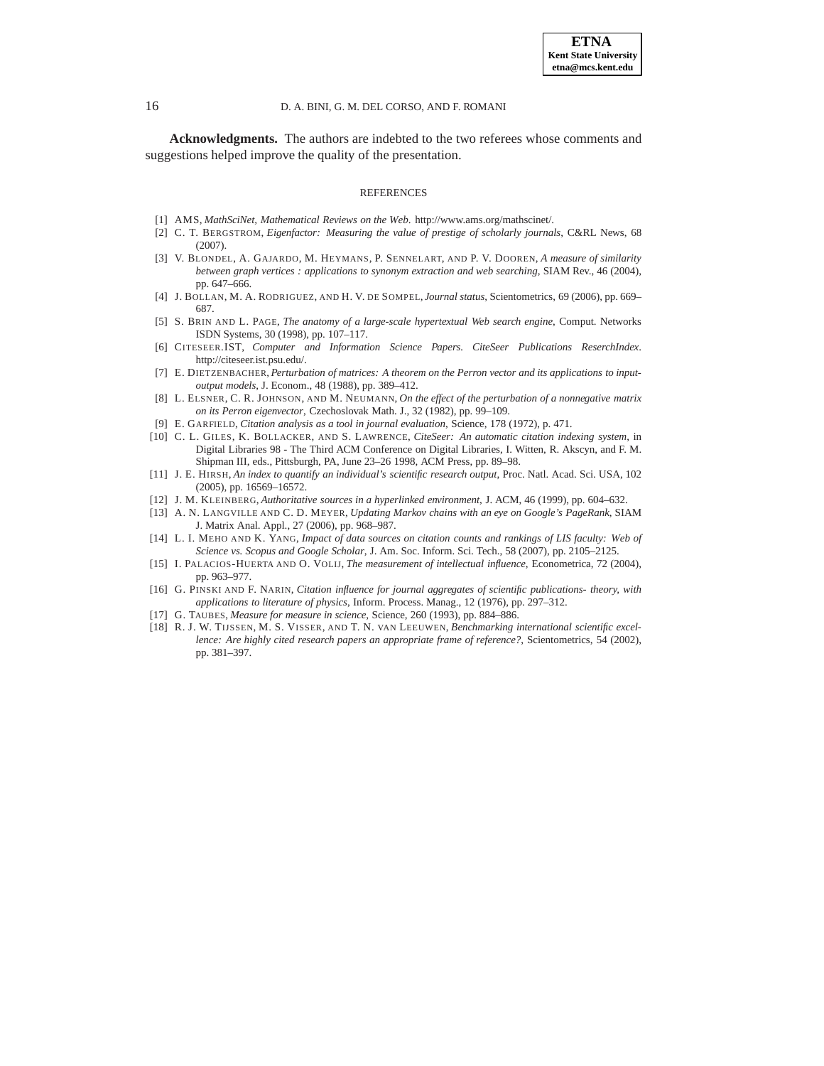**Acknowledgments.** The authors are indebted to the two referees whose comments and suggestions helped improve the quality of the presentation.

## REFERENCES

[1] AMS, *MathSciNet, Mathematical Reviews on the Web*. http://www.ams.org/mathscinet/.

[2] C. T. BERGSTROM, *Eigenfactor: Measuring the value of prestige of scholarly journals*, C&RL News, 68 (2007).

[3] V. BLONDEL, A. GAJARDO, M. HEYMANS, P. SENNELART, AND P. V. DOOREN, *A measure of similarity between graph vertices : applications to synonym extraction and web searching*, SIAM Rev., 46 (2004), pp. 647–666.

[4] J. BOLLAN, M. A. RODRIGUEZ, AND H. V. DE SOMPEL, *Journal status*, Scientometrics, 69 (2006), pp. 669–687.

[5] S. BRIN AND L. PAGE, *The anatomy of a large-scale hypertextual Web search engine*, Comput. Networks ISDN Systems, 30 (1998), pp. 107–117.

[6] CITESEER.IST, *Computer and Information Science Papers. CiteSeer Publications ResearchIndex*. http://citeseer.ist.psu.edu/.

[7] E. DIETZENBACHER, *Perturbation of matrices: A theorem on the Perron vector and its applications to input-output models*, J. Econom., 48 (1988), pp. 389–412.

[8] L. ELSNER, C. R. JOHNSON, AND M. NEUMANN, *On the effect of the perturbation of a nonnegative matrix on its Perron eigenvector*, Czechoslovak Math. J., 32 (1982), pp. 99–109.

[9] E. GARFIELD, *Citation analysis as a tool in journal evaluation*, Science, 178 (1972), p. 471.

[10] C. L. GILES, K. BOLLACKER, AND S. LAWRENCE, *CiteSeer: An automatic citation indexing system*, in Digital Libraries 98 - The Third ACM Conference on Digital Libraries, I. Witten, R. Akscyn, and F. M. Shipman III, eds., Pittsburgh, PA, June 23–26 1998, ACM Press, pp. 89–98.

[11] J. E. HIRSH, *An index to quantify an individual's scientific research output*, Proc. Natl. Acad. Sci. USA, 102 (2005), pp. 16569–16572.

[12] J. M. KLEINBERG, *Authoritative sources in a hyperlinked environment*, J. ACM, 46 (1999), pp. 604–632.

[13] A. N. LANGVILLE AND C. D. MEYER, *Updating Markov chains with an eye on Google's PageRank*, SIAM J. Matrix Anal. Appl., 27 (2006), pp. 968–987.

[14] L. I. MEHO AND K. YANG, *Impact of data sources on citation counts and rankings of LIS faculty: Web of Science vs. Scopus and Google Scholar*, J. Am. Soc. Inform. Sci. Tech., 58 (2007), pp. 2105–2125.

[15] I. PALACIOS-HUERTA AND O. VOLIJ, *The measurement of intellectual influence*, Econometrica, 72 (2004), pp. 963–977.

[16] G. PINSKI AND F. NARIN, *Citation influence for journal aggregates of scientific publications- theory, with applications to literature of physics*, Inform. Process. Manag., 12 (1976), pp. 297–312.

[17] G. TAUBES, *Measure for measure in science*, Science, 260 (1993), pp. 884–886.

[18] R. J. W. TIJSSEN, M. S. VISSER, AND T. N. VAN LEEUWEN, *Benchmarking international scientific excellence: Are highly cited research papers an appropriate frame of reference?*, Scientometrics, 54 (2002), pp. 381–397.